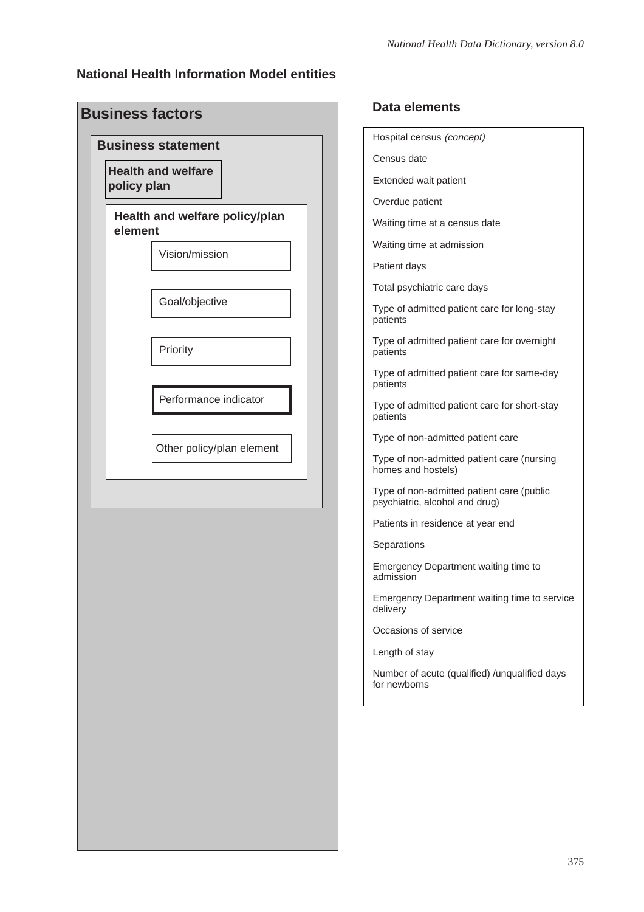## National Health Information Model entities

### Business factors

#### Business statement

**Health and welfare policy plan**

**Health and welfare policy/plan element**

- Vision/mission
- Goal/objective
- Priority
- **Performance indicator**
- Other policy/plan element

### Data elements

- Hospital census *(concept)*
- Census date
- Extended wait patient
- Overdue patient
- Waiting time at a census date
- Waiting time at admission
- Patient days
- Total psychiatric care days
- Type of admitted patient care for long-stay patients
- Type of admitted patient care for overnight patients
- Type of admitted patient care for same-day patients
- Type of admitted patient care for short-stay patients
- Type of non-admitted patient care
- Type of non-admitted patient care (nursing homes and hostels)
- Type of non-admitted patient care (public psychiatric, alcohol and drug)
- Patients in residence at year end
- Separations
- Emergency Department waiting time to admission
- Emergency Department waiting time to service delivery
- Occasions of service
- Length of stay
- Number of acute (qualified) /unqualified days for newborns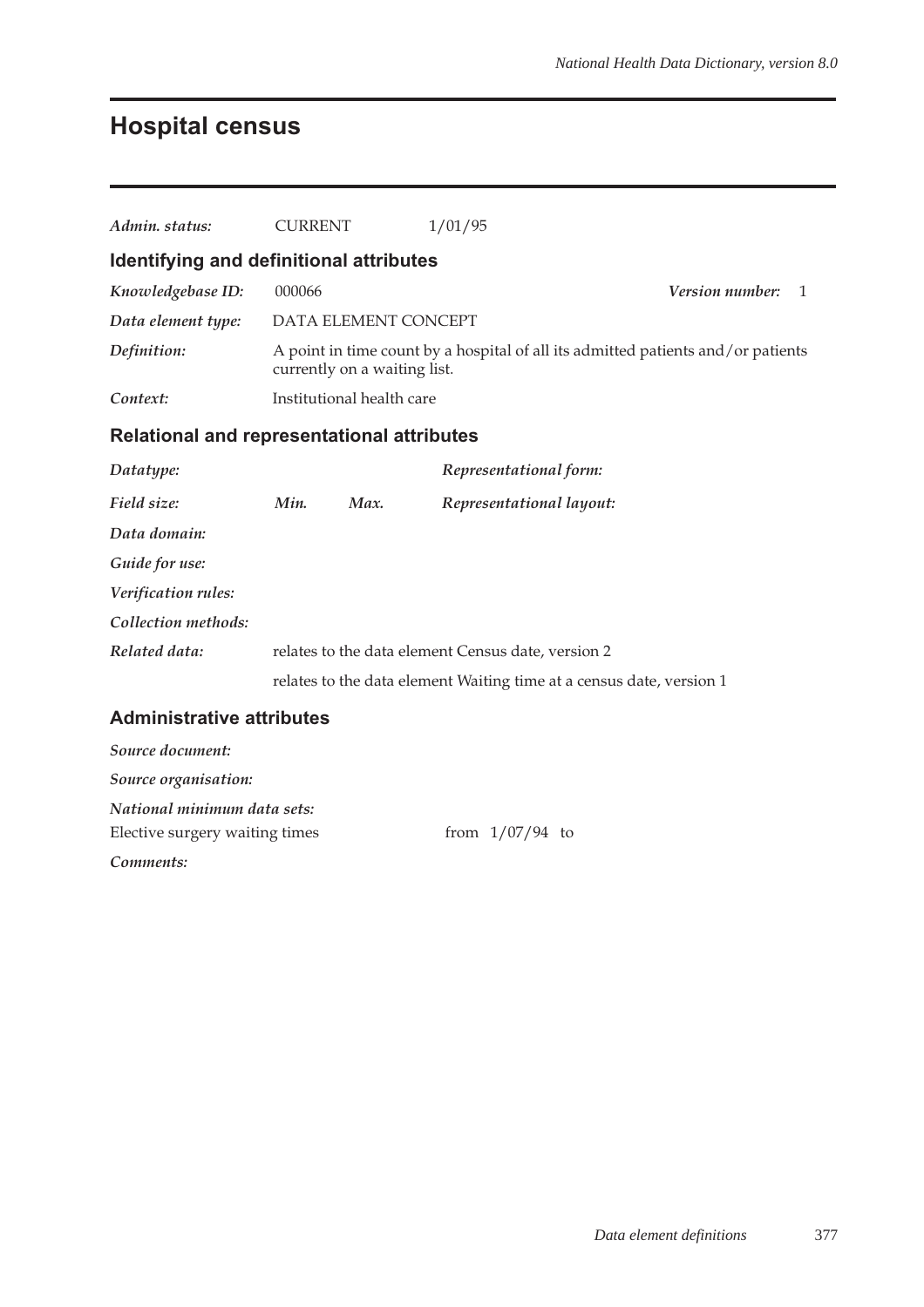# Hospital census

*Admin. status:* CURRENT 1/01/95

## Identifying and definitional attributes

*Knowledgebase ID:* 000066 *Version number:* 1

*Data element type:* DATA ELEMENT CONCEPT

*Definition:* A point in time count by a hospital of all its admitted patients and/or patients currently on a waiting list.

*Context:* Institutional health care

## Relational and representational attributes

*Datatype:* *Representational form:*

*Field size:* *Min.* *Max.* *Representational layout:*

*Data domain:*

*Guide for use:*

*Verification rules:*

*Collection methods:*

*Related data:* relates to the data element Census date, version 2

relates to the data element Waiting time at a census date, version 1

## Administrative attributes

*Source document:*

*Source organisation:*

*National minimum data sets:*

Elective surgery waiting times from 1/07/94 to

*Comments:*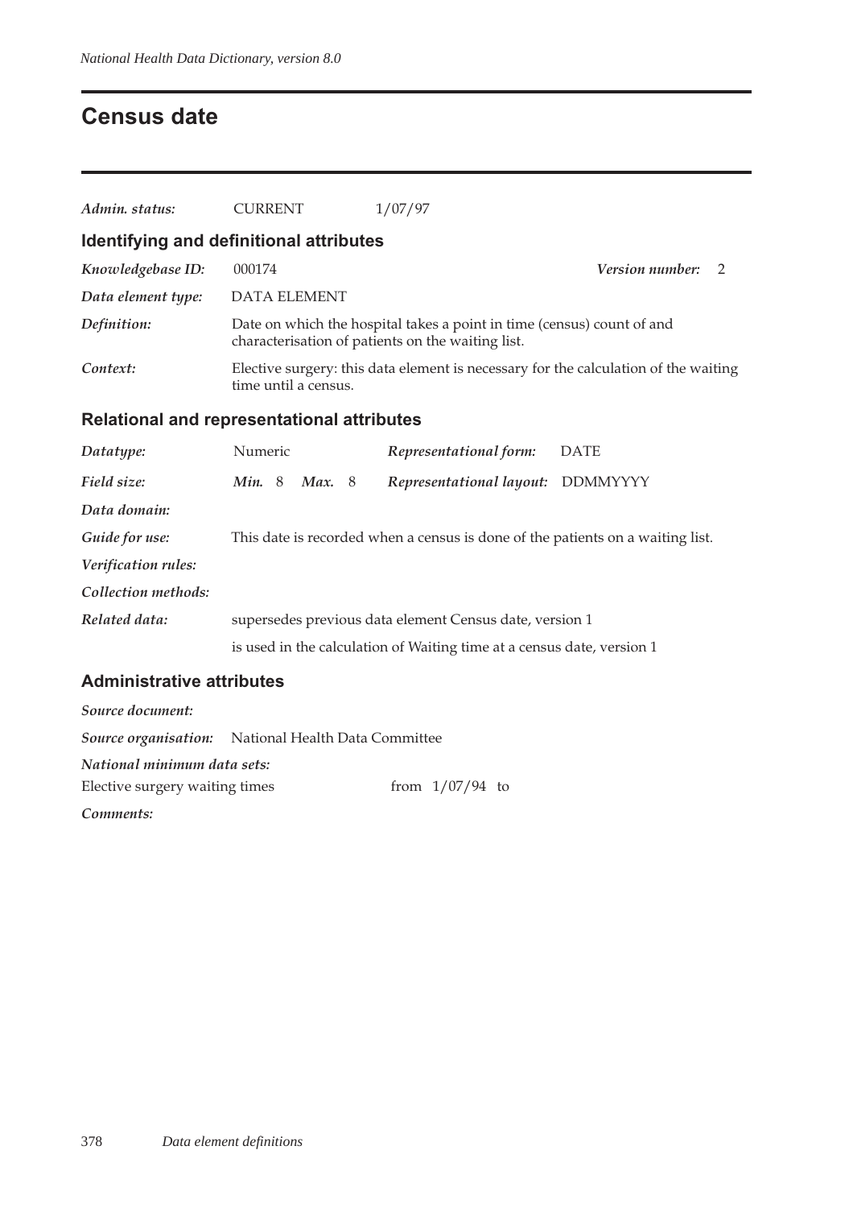# Census date

*Admin. status:* CURRENT 1/07/97

## Identifying and definitional attributes

*Knowledgebase ID:* 000174 *Version number:* 2

*Data element type:* DATA ELEMENT

*Definition:* Date on which the hospital takes a point in time (census) count of and characterisation of patients on the waiting list.

*Context:* Elective surgery: this data element is necessary for the calculation of the waiting time until a census.

## Relational and representational attributes

*Datatype:* Numeric *Representational form:* DATE

*Field size:* ***Min.*** 8 ***Max.*** 8 *Representational layout:* DDMMYYYY

*Data domain:*

*Guide for use:* This date is recorded when a census is done of the patients on a waiting list.

*Verification rules:*

*Collection methods:*

*Related data:* supersedes previous data element Census date, version 1

is used in the calculation of Waiting time at a census date, version 1

## Administrative attributes

*Source document:*

*Source organisation:* National Health Data Committee

*National minimum data sets:*

Elective surgery waiting times from 1/07/94 to

*Comments:*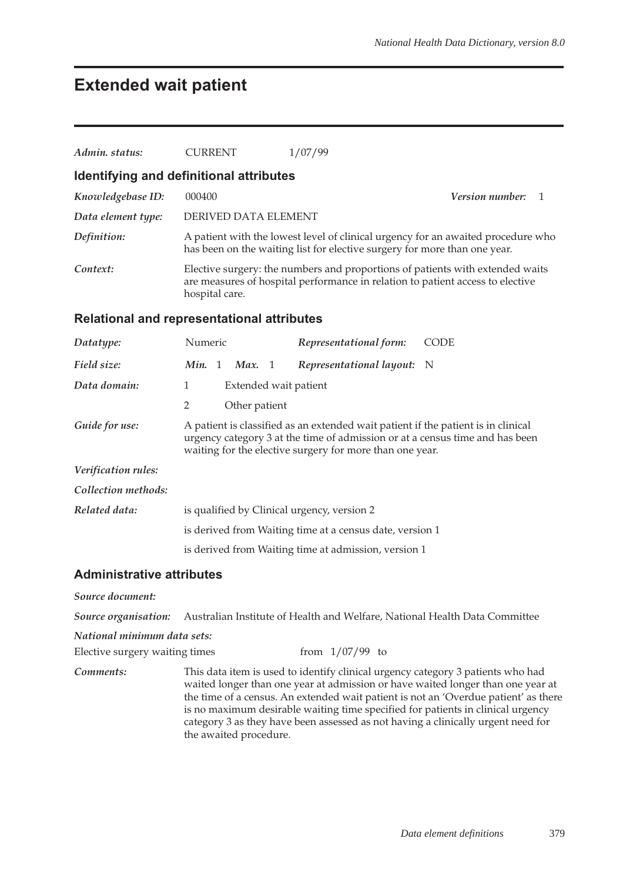# Extended wait patient

| | | |
|---|---|---|
| *Admin. status:* | CURRENT | 1/07/99 |

## Identifying and definitional attributes

| | |
|---|---|
| *Knowledgebase ID:* | 000400 &nbsp;&nbsp;&nbsp; ***Version number:*** 1 |
| *Data element type:* | DERIVED DATA ELEMENT |
| *Definition:* | A patient with the lowest level of clinical urgency for an awaited procedure who has been on the waiting list for elective surgery for more than one year. |
| *Context:* | Elective surgery: the numbers and proportions of patients with extended waits are measures of hospital performance in relation to patient access to elective hospital care. |

## Relational and representational attributes

| | | | | |
|---|---|---|---|---|
| *Datatype:* | Numeric | | *Representational form:* | CODE |
| *Field size:* | ***Min.*** 1 | ***Max.*** 1 | *Representational layout:* | N |

| | | |
|---|---|---|
| *Data domain:* | 1 | Extended wait patient |
| | 2 | Other patient |

*Guide for use:* A patient is classified as an extended wait patient if the patient is in clinical urgency category 3 at the time of admission or at a census time and has been waiting for the elective surgery for more than one year.

*Verification rules:*

*Collection methods:*

*Related data:* is qualified by Clinical urgency, version 2

is derived from Waiting time at a census date, version 1

is derived from Waiting time at admission, version 1

## Administrative attributes

*Source document:*

*Source organisation:* Australian Institute of Health and Welfare, National Health Data Committee

*National minimum data sets:*

Elective surgery waiting times &nbsp;&nbsp;&nbsp; from 1/07/99 to

*Comments:* This data item is used to identify clinical urgency category 3 patients who had waited longer than one year at admission or have waited longer than one year at the time of a census. An extended wait patient is not an 'Overdue patient' as there is no maximum desirable waiting time specified for patients in clinical urgency category 3 as they have been assessed as not having a clinically urgent need for the awaited procedure.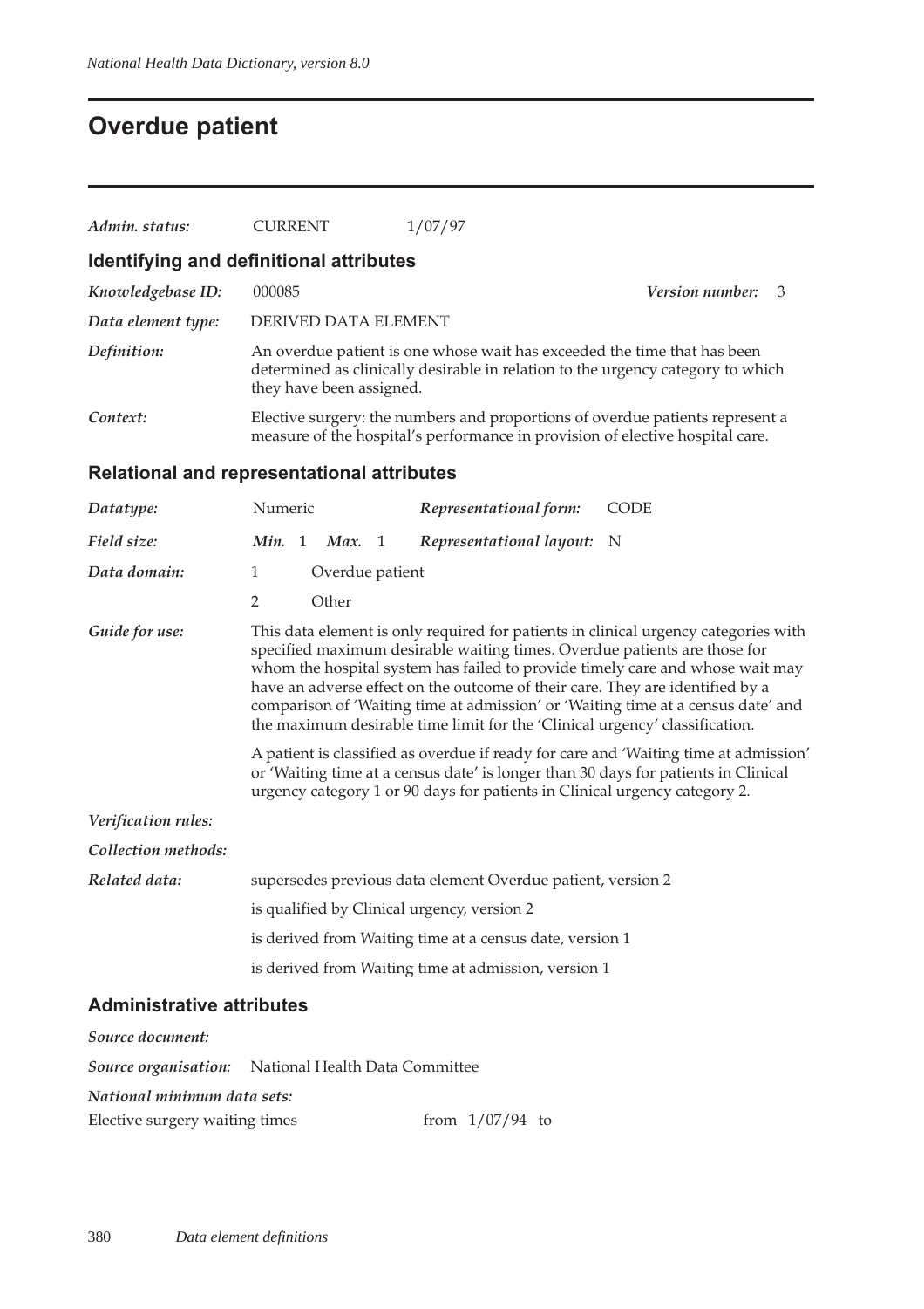# Overdue patient

*Admin. status:* CURRENT 1/07/97

## Identifying and definitional attributes

*Knowledgebase ID:* 000085 *Version number:* 3

*Data element type:* DERIVED DATA ELEMENT

*Definition:* An overdue patient is one whose wait has exceeded the time that has been determined as clinically desirable in relation to the urgency category to which they have been assigned.

*Context:* Elective surgery: the numbers and proportions of overdue patients represent a measure of the hospital's performance in provision of elective hospital care.

## Relational and representational attributes

*Datatype:* Numeric *Representational form:* CODE

*Field size:* *Min.* 1 *Max.* 1 *Representational layout:* N

*Data domain:*

1 Overdue patient

2 Other

*Guide for use:* This data element is only required for patients in clinical urgency categories with specified maximum desirable waiting times. Overdue patients are those for whom the hospital system has failed to provide timely care and whose wait may have an adverse effect on the outcome of their care. They are identified by a comparison of 'Waiting time at admission' or 'Waiting time at a census date' and the maximum desirable time limit for the 'Clinical urgency' classification.

A patient is classified as overdue if ready for care and 'Waiting time at admission' or 'Waiting time at a census date' is longer than 30 days for patients in Clinical urgency category 1 or 90 days for patients in Clinical urgency category 2.

*Verification rules:*

*Collection methods:*

*Related data:* supersedes previous data element Overdue patient, version 2

is qualified by Clinical urgency, version 2

is derived from Waiting time at a census date, version 1

is derived from Waiting time at admission, version 1

## Administrative attributes

*Source document:*

*Source organisation:* National Health Data Committee

*National minimum data sets:*

Elective surgery waiting times from 1/07/94 to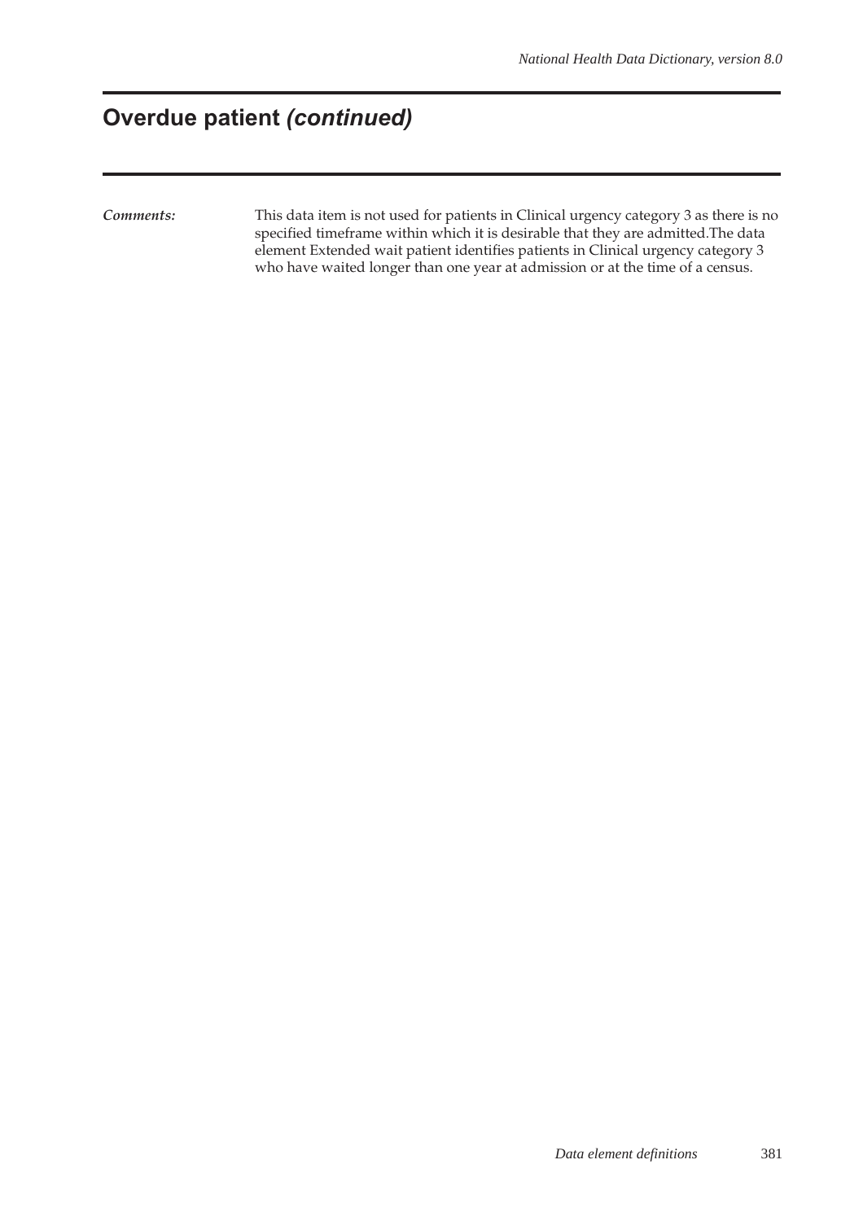# Overdue patient *(continued)*

*Comments:* This data item is not used for patients in Clinical urgency category 3 as there is no specified timeframe within which it is desirable that they are admitted.The data element Extended wait patient identifies patients in Clinical urgency category 3 who have waited longer than one year at admission or at the time of a census.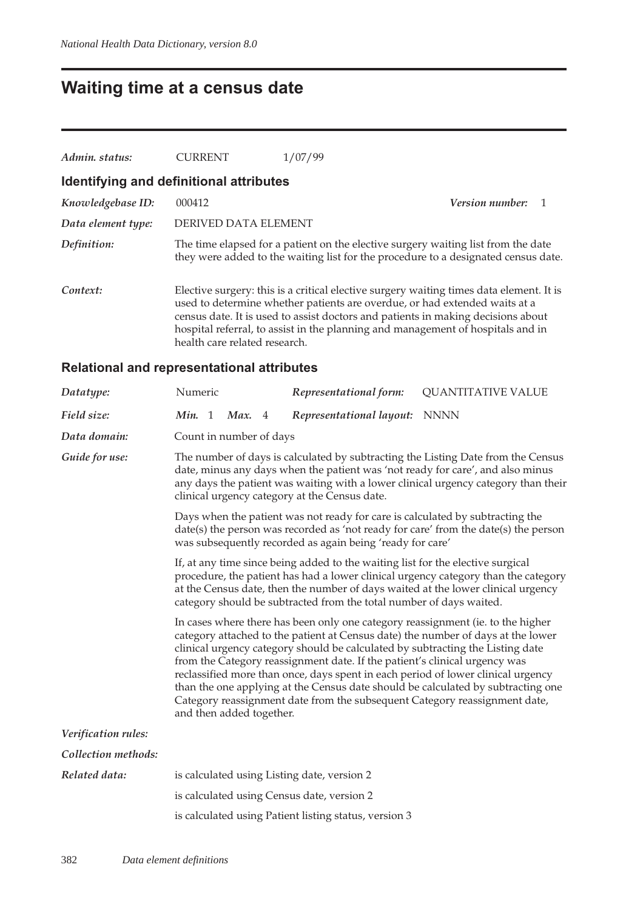# Waiting time at a census date

| | | |
|---|---|---|
| *Admin. status:* | CURRENT | 1/07/99 |

## Identifying and definitional attributes

*Knowledgebase ID:* 000412 *Version number:* 1

*Data element type:* DERIVED DATA ELEMENT

*Definition:* The time elapsed for a patient on the elective surgery waiting list from the date they were added to the waiting list for the procedure to a designated census date.

*Context:* Elective surgery: this is a critical elective surgery waiting times data element. It is used to determine whether patients are overdue, or had extended waits at a census date. It is used to assist doctors and patients in making decisions about hospital referral, to assist in the planning and management of hospitals and in health care related research.

## Relational and representational attributes

*Datatype:* Numeric *Representational form:* QUANTITATIVE VALUE

*Field size:* ***Min.*** 1 ***Max.*** 4 *Representational layout:* NNNN

*Data domain:* Count in number of days

*Guide for use:* The number of days is calculated by subtracting the Listing Date from the Census date, minus any days when the patient was 'not ready for care', and also minus any days the patient was waiting with a lower clinical urgency category than their clinical urgency category at the Census date.

Days when the patient was not ready for care is calculated by subtracting the date(s) the person was recorded as 'not ready for care' from the date(s) the person was subsequently recorded as again being 'ready for care'

If, at any time since being added to the waiting list for the elective surgical procedure, the patient has had a lower clinical urgency category than the category at the Census date, then the number of days waited at the lower clinical urgency category should be subtracted from the total number of days waited.

In cases where there has been only one category reassignment (ie. to the higher category attached to the patient at Census date) the number of days at the lower clinical urgency category should be calculated by subtracting the Listing date from the Category reassignment date. If the patient's clinical urgency was reclassified more than once, days spent in each period of lower clinical urgency than the one applying at the Census date should be calculated by subtracting one Category reassignment date from the subsequent Category reassignment date, and then added together.

*Verification rules:*

*Collection methods:*

*Related data:* is calculated using Listing date, version 2

is calculated using Census date, version 2

is calculated using Patient listing status, version 3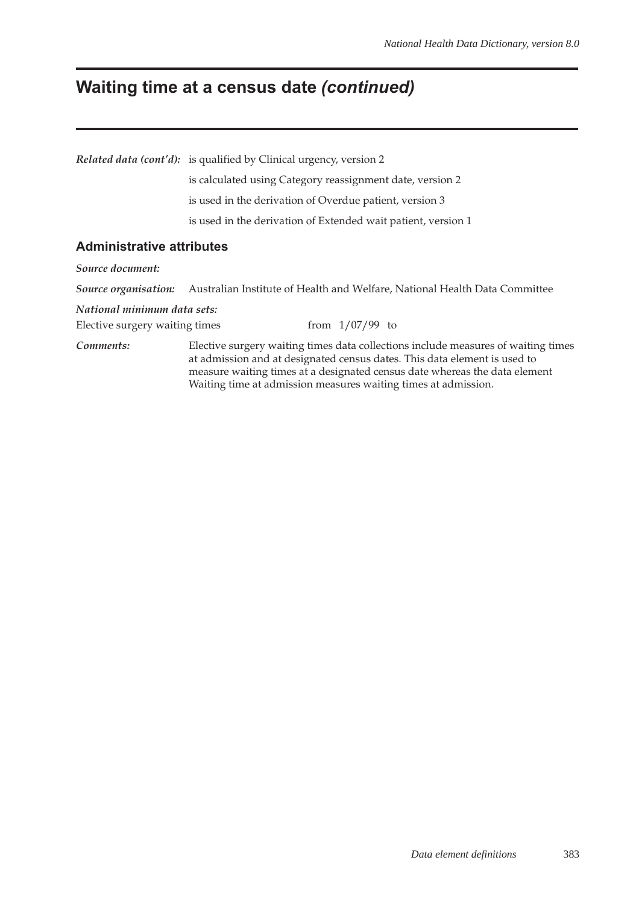# Waiting time at a census date *(continued)*

***Related data (cont'd):*** is qualified by Clinical urgency, version 2

is calculated using Category reassignment date, version 2

is used in the derivation of Overdue patient, version 3

is used in the derivation of Extended wait patient, version 1

## Administrative attributes

***Source document:***

***Source organisation:*** Australian Institute of Health and Welfare, National Health Data Committee

***National minimum data sets:***

Elective surgery waiting times from 1/07/99 to

***Comments:*** Elective surgery waiting times data collections include measures of waiting times at admission and at designated census dates. This data element is used to measure waiting times at a designated census date whereas the data element Waiting time at admission measures waiting times at admission.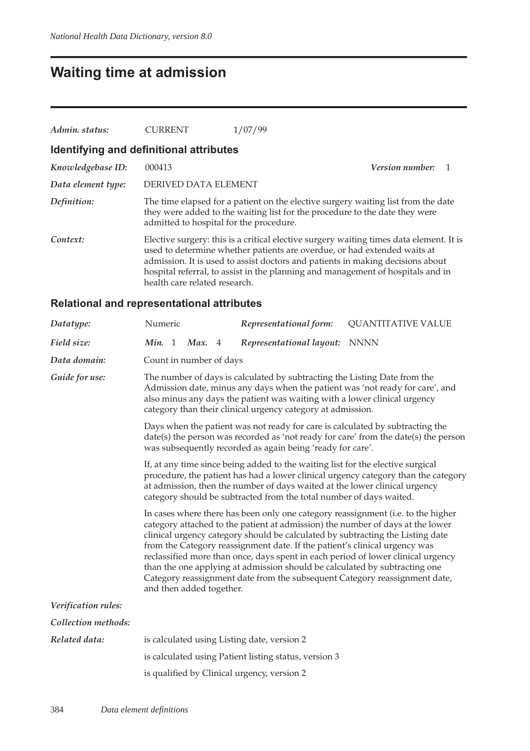# Waiting time at admission

| | | |
|---|---|---|
| *Admin. status:* | CURRENT | 1/07/99 |

## Identifying and definitional attributes

*Knowledgebase ID:* 000413 *Version number:* 1

*Data element type:* DERIVED DATA ELEMENT

*Definition:* The time elapsed for a patient on the elective surgery waiting list from the date they were added to the waiting list for the procedure to the date they were admitted to hospital for the procedure.

*Context:* Elective surgery: this is a critical elective surgery waiting times data element. It is used to determine whether patients are overdue, or had extended waits at admission. It is used to assist doctors and patients in making decisions about hospital referral, to assist in the planning and management of hospitals and in health care related research.

## Relational and representational attributes

*Datatype:* Numeric *Representational form:* QUANTITATIVE VALUE

*Field size:* ***Min.*** 1 ***Max.*** 4 *Representational layout:* NNNN

*Data domain:* Count in number of days

*Guide for use:* The number of days is calculated by subtracting the Listing Date from the Admission date, minus any days when the patient was 'not ready for care', and also minus any days the patient was waiting with a lower clinical urgency category than their clinical urgency category at admission.

Days when the patient was not ready for care is calculated by subtracting the date(s) the person was recorded as 'not ready for care' from the date(s) the person was subsequently recorded as again being 'ready for care'.

If, at any time since being added to the waiting list for the elective surgical procedure, the patient has had a lower clinical urgency category than the category at admission, then the number of days waited at the lower clinical urgency category should be subtracted from the total number of days waited.

In cases where there has been only one category reassignment (i.e. to the higher category attached to the patient at admission) the number of days at the lower clinical urgency category should be calculated by subtracting the Listing date from the Category reassignment date. If the patient's clinical urgency was reclassified more than once, days spent in each period of lower clinical urgency than the one applying at admission should be calculated by subtracting one Category reassignment date from the subsequent Category reassignment date, and then added together.

*Verification rules:*

*Collection methods:*

*Related data:* is calculated using Listing date, version 2

is calculated using Patient listing status, version 3

is qualified by Clinical urgency, version 2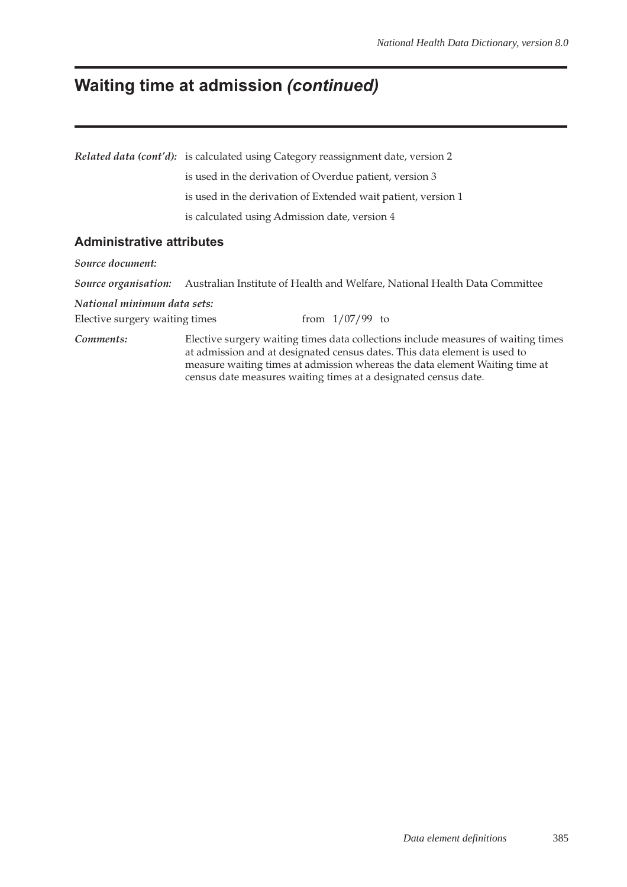# Waiting time at admission *(continued)*

***Related data (cont'd):*** is calculated using Category reassignment date, version 2

is used in the derivation of Overdue patient, version 3

is used in the derivation of Extended wait patient, version 1

is calculated using Admission date, version 4

## Administrative attributes

***Source document:***

***Source organisation:*** Australian Institute of Health and Welfare, National Health Data Committee

***National minimum data sets:***

Elective surgery waiting times from 1/07/99 to

***Comments:*** Elective surgery waiting times data collections include measures of waiting times at admission and at designated census dates. This data element is used to measure waiting times at admission whereas the data element Waiting time at census date measures waiting times at a designated census date.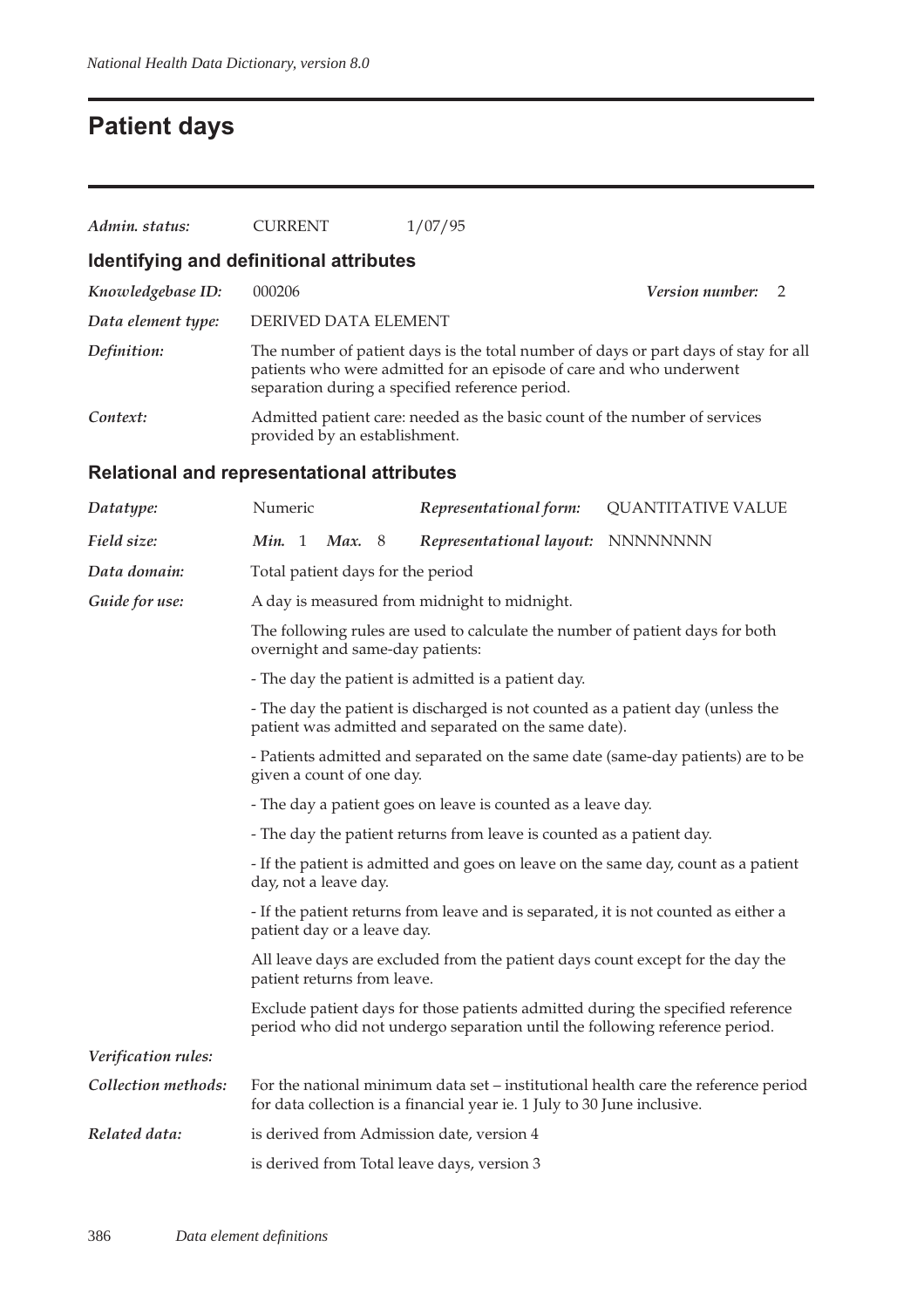# Patient days

| | | |
|---|---|---|
| *Admin. status:* | CURRENT | 1/07/95 |

## Identifying and definitional attributes

| | |
|---|---|
| *Knowledgebase ID:* | 000206 &nbsp;&nbsp;&nbsp;&nbsp; ***Version number:*** 2 |
| *Data element type:* | DERIVED DATA ELEMENT |
| *Definition:* | The number of patient days is the total number of days or part days of stay for all patients who were admitted for an episode of care and who underwent separation during a specified reference period. |
| *Context:* | Admitted patient care: needed as the basic count of the number of services provided by an establishment. |

## Relational and representational attributes

| | | | |
|---|---|---|---|
| *Datatype:* | Numeric | ***Representational form:*** | QUANTITATIVE VALUE |
| *Field size:* | ***Min.*** 1 ***Max.*** 8 | ***Representational layout:*** | NNNNNNNN |

*Data domain:* Total patient days for the period

*Guide for use:* A day is measured from midnight to midnight.

The following rules are used to calculate the number of patient days for both overnight and same-day patients:

- The day the patient is admitted is a patient day.

- The day the patient is discharged is not counted as a patient day (unless the patient was admitted and separated on the same date).

- Patients admitted and separated on the same date (same-day patients) are to be given a count of one day.

- The day a patient goes on leave is counted as a leave day.

- The day the patient returns from leave is counted as a patient day.

- If the patient is admitted and goes on leave on the same day, count as a patient day, not a leave day.

- If the patient returns from leave and is separated, it is not counted as either a patient day or a leave day.

All leave days are excluded from the patient days count except for the day the patient returns from leave.

Exclude patient days for those patients admitted during the specified reference period who did not undergo separation until the following reference period.

*Verification rules:*

*Collection methods:* For the national minimum data set – institutional health care the reference period for data collection is a financial year ie. 1 July to 30 June inclusive.

*Related data:* is derived from Admission date, version 4

is derived from Total leave days, version 3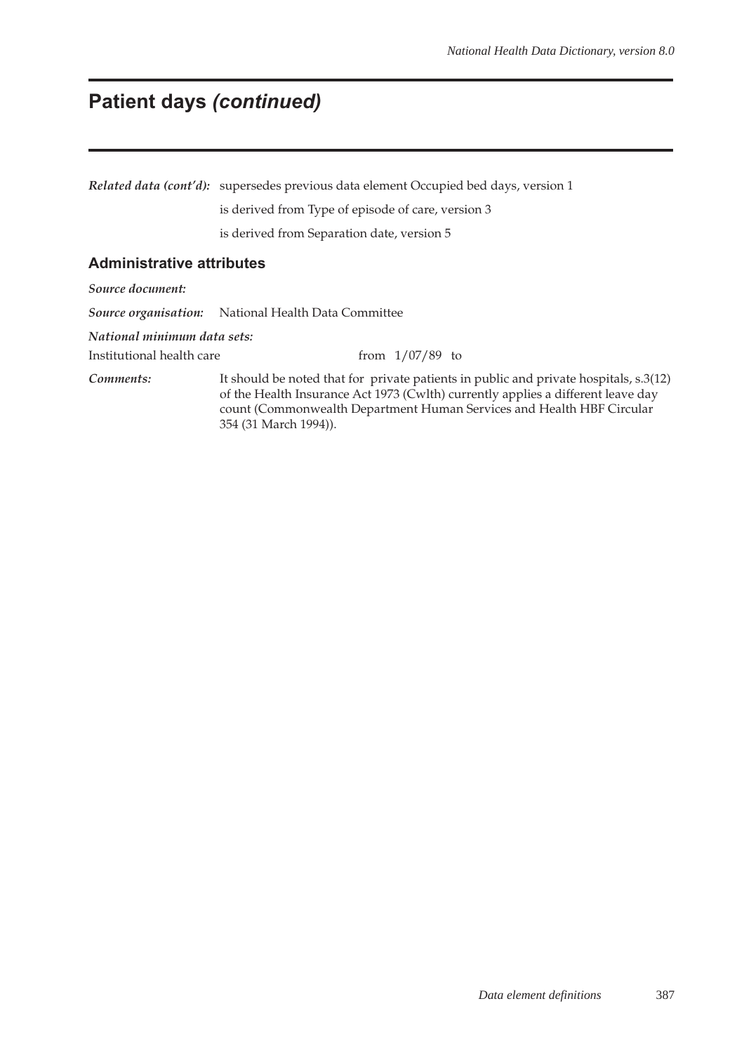# Patient days *(continued)*

***Related data (cont'd):*** supersedes previous data element Occupied bed days, version 1

is derived from Type of episode of care, version 3

is derived from Separation date, version 5

## Administrative attributes

***Source document:***

***Source organisation:*** National Health Data Committee

***National minimum data sets:***

Institutional health care from 1/07/89 to

***Comments:*** It should be noted that for private patients in public and private hospitals, s.3(12) of the Health Insurance Act 1973 (Cwlth) currently applies a different leave day count (Commonwealth Department Human Services and Health HBF Circular 354 (31 March 1994)).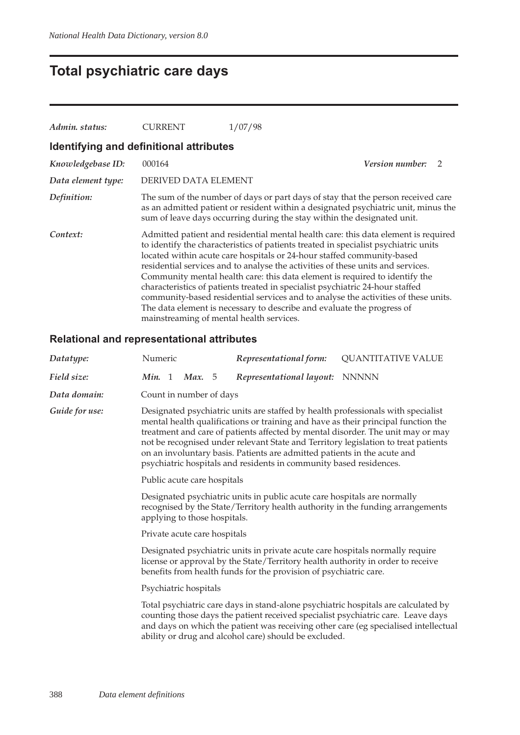# Total psychiatric care days

*Admin. status:* CURRENT 1/07/98

## Identifying and definitional attributes

*Knowledgebase ID:* 000164 *Version number:* 2

*Data element type:* DERIVED DATA ELEMENT

*Definition:* The sum of the number of days or part days of stay that the person received care as an admitted patient or resident within a designated psychiatric unit, minus the sum of leave days occurring during the stay within the designated unit.

*Context:* Admitted patient and residential mental health care: this data element is required to identify the characteristics of patients treated in specialist psychiatric units located within acute care hospitals or 24-hour staffed community-based residential services and to analyse the activities of these units and services. Community mental health care: this data element is required to identify the characteristics of patients treated in specialist psychiatric 24-hour staffed community-based residential services and to analyse the activities of these units. The data element is necessary to describe and evaluate the progress of mainstreaming of mental health services.

## Relational and representational attributes

*Datatype:* Numeric *Representational form:* QUANTITATIVE VALUE

*Field size:* *Min.* 1 *Max.* 5 *Representational layout:* NNNNN

*Data domain:* Count in number of days

*Guide for use:* Designated psychiatric units are staffed by health professionals with specialist mental health qualifications or training and have as their principal function the treatment and care of patients affected by mental disorder. The unit may or may not be recognised under relevant State and Territory legislation to treat patients on an involuntary basis. Patients are admitted patients in the acute and psychiatric hospitals and residents in community based residences.

Public acute care hospitals

Designated psychiatric units in public acute care hospitals are normally recognised by the State/Territory health authority in the funding arrangements applying to those hospitals.

Private acute care hospitals

Designated psychiatric units in private acute care hospitals normally require license or approval by the State/Territory health authority in order to receive benefits from health funds for the provision of psychiatric care.

Psychiatric hospitals

Total psychiatric care days in stand-alone psychiatric hospitals are calculated by counting those days the patient received specialist psychiatric care. Leave days and days on which the patient was receiving other care (eg specialised intellectual ability or drug and alcohol care) should be excluded.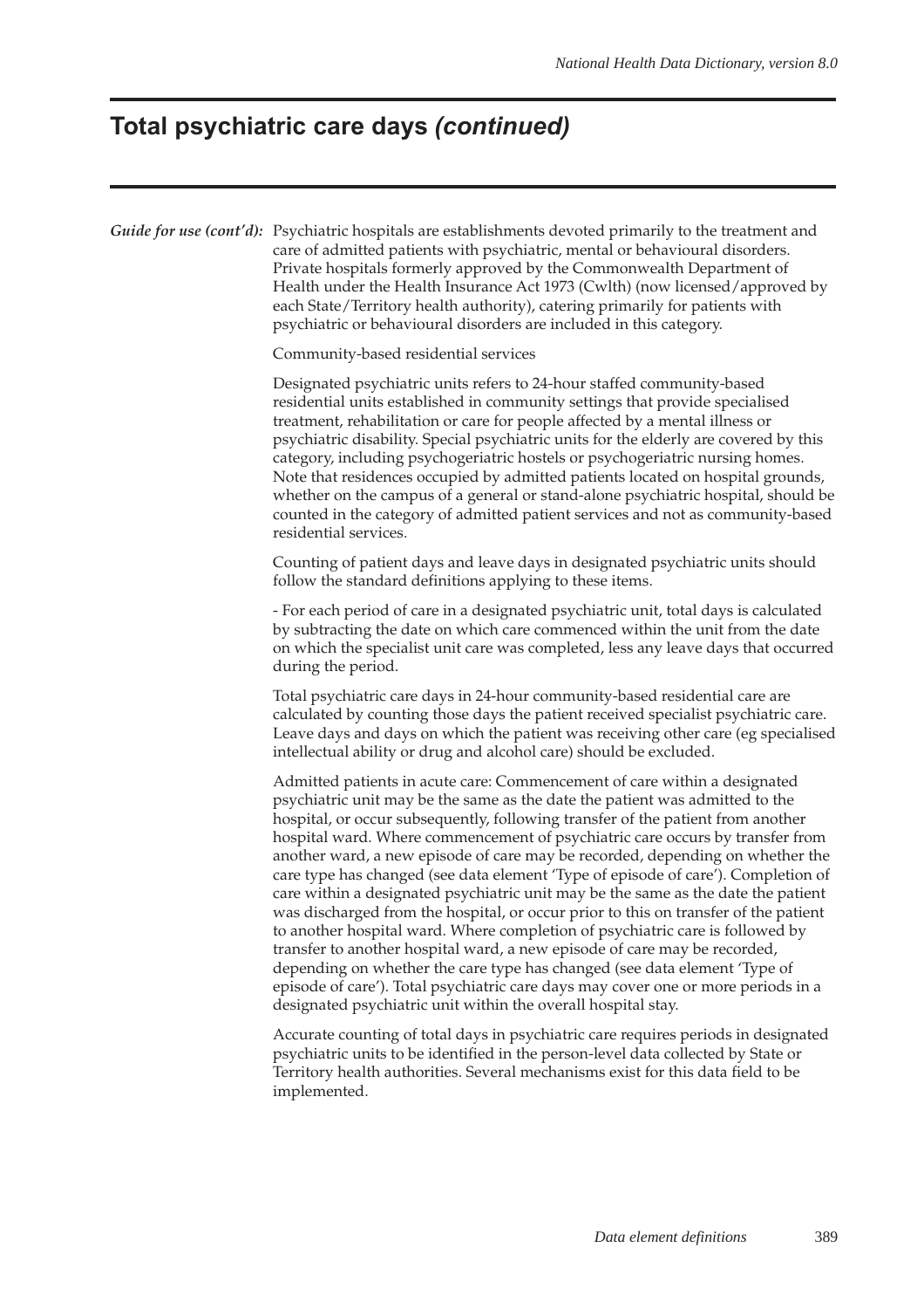# Total psychiatric care days *(continued)*

***Guide for use (cont'd):*** Psychiatric hospitals are establishments devoted primarily to the treatment and care of admitted patients with psychiatric, mental or behavioural disorders. Private hospitals formerly approved by the Commonwealth Department of Health under the Health Insurance Act 1973 (Cwlth) (now licensed/approved by each State/Territory health authority), catering primarily for patients with psychiatric or behavioural disorders are included in this category.

Community-based residential services

Designated psychiatric units refers to 24-hour staffed community-based residential units established in community settings that provide specialised treatment, rehabilitation or care for people affected by a mental illness or psychiatric disability. Special psychiatric units for the elderly are covered by this category, including psychogeriatric hostels or psychogeriatric nursing homes. Note that residences occupied by admitted patients located on hospital grounds, whether on the campus of a general or stand-alone psychiatric hospital, should be counted in the category of admitted patient services and not as community-based residential services.

Counting of patient days and leave days in designated psychiatric units should follow the standard definitions applying to these items.

- For each period of care in a designated psychiatric unit, total days is calculated by subtracting the date on which care commenced within the unit from the date on which the specialist unit care was completed, less any leave days that occurred during the period.

Total psychiatric care days in 24-hour community-based residential care are calculated by counting those days the patient received specialist psychiatric care. Leave days and days on which the patient was receiving other care (eg specialised intellectual ability or drug and alcohol care) should be excluded.

Admitted patients in acute care: Commencement of care within a designated psychiatric unit may be the same as the date the patient was admitted to the hospital, or occur subsequently, following transfer of the patient from another hospital ward. Where commencement of psychiatric care occurs by transfer from another ward, a new episode of care may be recorded, depending on whether the care type has changed (see data element 'Type of episode of care'). Completion of care within a designated psychiatric unit may be the same as the date the patient was discharged from the hospital, or occur prior to this on transfer of the patient to another hospital ward. Where completion of psychiatric care is followed by transfer to another hospital ward, a new episode of care may be recorded, depending on whether the care type has changed (see data element 'Type of episode of care'). Total psychiatric care days may cover one or more periods in a designated psychiatric unit within the overall hospital stay.

Accurate counting of total days in psychiatric care requires periods in designated psychiatric units to be identified in the person-level data collected by State or Territory health authorities. Several mechanisms exist for this data field to be implemented.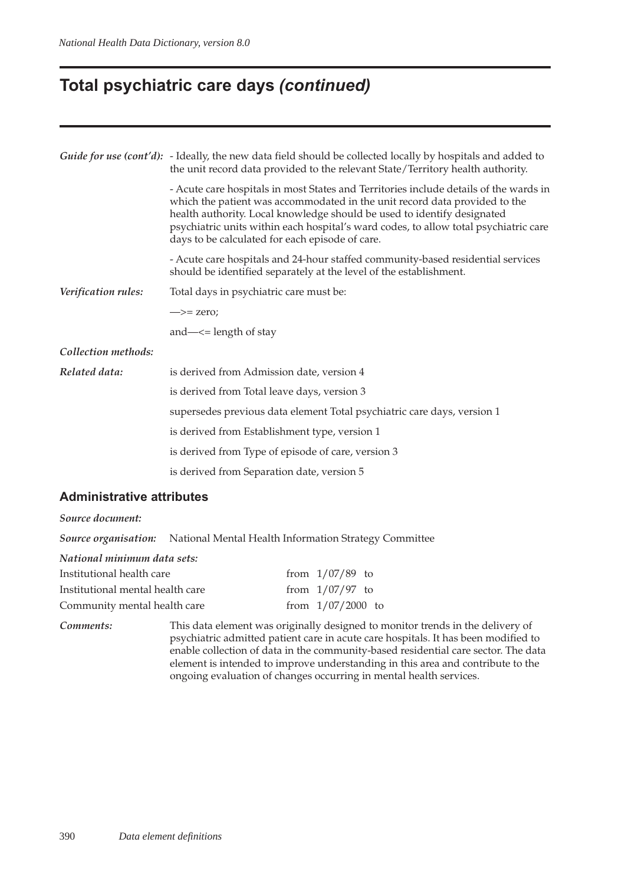# Total psychiatric care days *(continued)*

***Guide for use (cont'd):*** - Ideally, the new data field should be collected locally by hospitals and added to the unit record data provided to the relevant State/Territory health authority.

- Acute care hospitals in most States and Territories include details of the wards in which the patient was accommodated in the unit record data provided to the health authority. Local knowledge should be used to identify designated psychiatric units within each hospital's ward codes, to allow total psychiatric care days to be calculated for each episode of care.

- Acute care hospitals and 24-hour staffed community-based residential services should be identified separately at the level of the establishment.

***Verification rules:*** Total days in psychiatric care must be:

—>= zero;

and—<= length of stay

***Collection methods:***

***Related data:*** is derived from Admission date, version 4

is derived from Total leave days, version 3

supersedes previous data element Total psychiatric care days, version 1

is derived from Establishment type, version 1

is derived from Type of episode of care, version 3

is derived from Separation date, version 5

## Administrative attributes

***Source document:***

***Source organisation:*** National Mental Health Information Strategy Committee

***National minimum data sets:***

| | |
|---|---|
| Institutional health care | from 1/07/89 to |
| Institutional mental health care | from 1/07/97 to |
| Community mental health care | from 1/07/2000 to |

***Comments:*** This data element was originally designed to monitor trends in the delivery of psychiatric admitted patient care in acute care hospitals. It has been modified to enable collection of data in the community-based residential care sector. The data element is intended to improve understanding in this area and contribute to the ongoing evaluation of changes occurring in mental health services.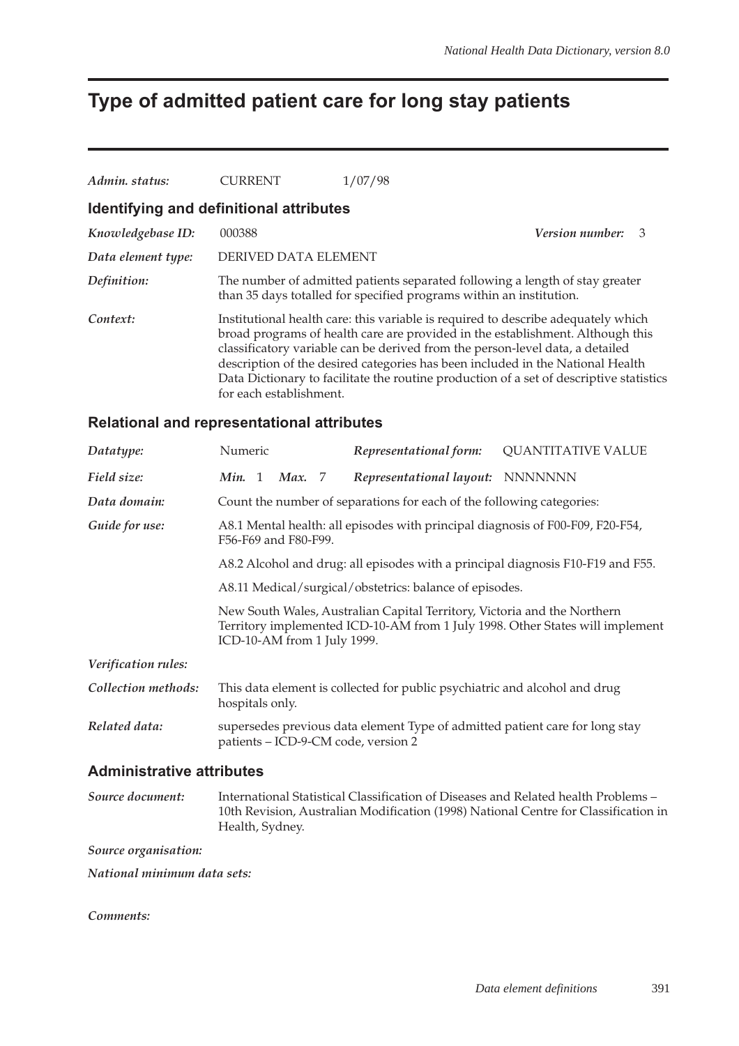# Type of admitted patient care for long stay patients

*Admin. status:* CURRENT 1/07/98

## Identifying and definitional attributes

*Knowledgebase ID:* 000388 *Version number:* 3

*Data element type:* DERIVED DATA ELEMENT

*Definition:* The number of admitted patients separated following a length of stay greater than 35 days totalled for specified programs within an institution.

*Context:* Institutional health care: this variable is required to describe adequately which broad programs of health care are provided in the establishment. Although this classificatory variable can be derived from the person-level data, a detailed description of the desired categories has been included in the National Health Data Dictionary to facilitate the routine production of a set of descriptive statistics for each establishment.

## Relational and representational attributes

*Datatype:* Numeric *Representational form:* QUANTITATIVE VALUE

*Field size:* ***Min.*** 1 ***Max.*** 7 *Representational layout:* NNNNNNN

*Data domain:* Count the number of separations for each of the following categories:

*Guide for use:* A8.1 Mental health: all episodes with principal diagnosis of F00-F09, F20-F54, F56-F69 and F80-F99.

A8.2 Alcohol and drug: all episodes with a principal diagnosis F10-F19 and F55.

A8.11 Medical/surgical/obstetrics: balance of episodes.

New South Wales, Australian Capital Territory, Victoria and the Northern Territory implemented ICD-10-AM from 1 July 1998. Other States will implement ICD-10-AM from 1 July 1999.

*Verification rules:*

*Collection methods:* This data element is collected for public psychiatric and alcohol and drug hospitals only.

*Related data:* supersedes previous data element Type of admitted patient care for long stay patients – ICD-9-CM code, version 2

## Administrative attributes

*Source document:* International Statistical Classification of Diseases and Related health Problems – 10th Revision, Australian Modification (1998) National Centre for Classification in Health, Sydney.

*Source organisation:*

*National minimum data sets:*

*Comments:*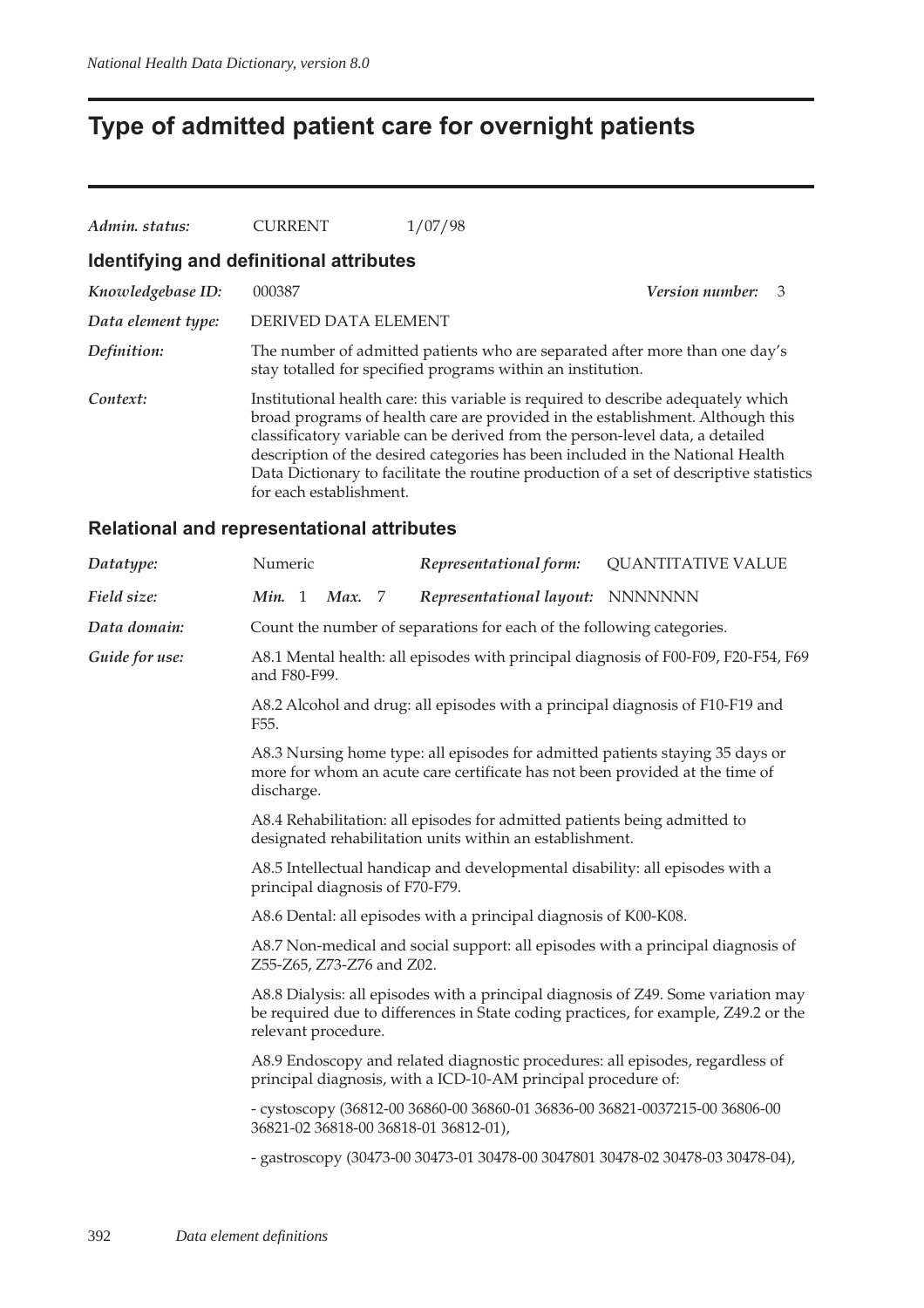# Type of admitted patient care for overnight patients

*Admin. status:* CURRENT 1/07/98

## Identifying and definitional attributes

*Knowledgebase ID:* 000387 *Version number:* 3

*Data element type:* DERIVED DATA ELEMENT

*Definition:* The number of admitted patients who are separated after more than one day's stay totalled for specified programs within an institution.

*Context:* Institutional health care: this variable is required to describe adequately which broad programs of health care are provided in the establishment. Although this classificatory variable can be derived from the person-level data, a detailed description of the desired categories has been included in the National Health Data Dictionary to facilitate the routine production of a set of descriptive statistics for each establishment.

## Relational and representational attributes

*Datatype:* Numeric *Representational form:* QUANTITATIVE VALUE

*Field size:* *Min.* 1 *Max.* 7 *Representational layout:* NNNNNNN

*Data domain:* Count the number of separations for each of the following categories.

*Guide for use:* A8.1 Mental health: all episodes with principal diagnosis of F00-F09, F20-F54, F69 and F80-F99.

A8.2 Alcohol and drug: all episodes with a principal diagnosis of F10-F19 and F55.

A8.3 Nursing home type: all episodes for admitted patients staying 35 days or more for whom an acute care certificate has not been provided at the time of discharge.

A8.4 Rehabilitation: all episodes for admitted patients being admitted to designated rehabilitation units within an establishment.

A8.5 Intellectual handicap and developmental disability: all episodes with a principal diagnosis of F70-F79.

A8.6 Dental: all episodes with a principal diagnosis of K00-K08.

A8.7 Non-medical and social support: all episodes with a principal diagnosis of Z55-Z65, Z73-Z76 and Z02.

A8.8 Dialysis: all episodes with a principal diagnosis of Z49. Some variation may be required due to differences in State coding practices, for example, Z49.2 or the relevant procedure.

A8.9 Endoscopy and related diagnostic procedures: all episodes, regardless of principal diagnosis, with a ICD-10-AM principal procedure of:

- cystoscopy (36812-00 36860-00 36860-01 36836-00 36821-0037215-00 36806-00 36821-02 36818-00 36818-01 36812-01),

- gastroscopy (30473-00 30473-01 30478-00 3047801 30478-02 30478-03 30478-04),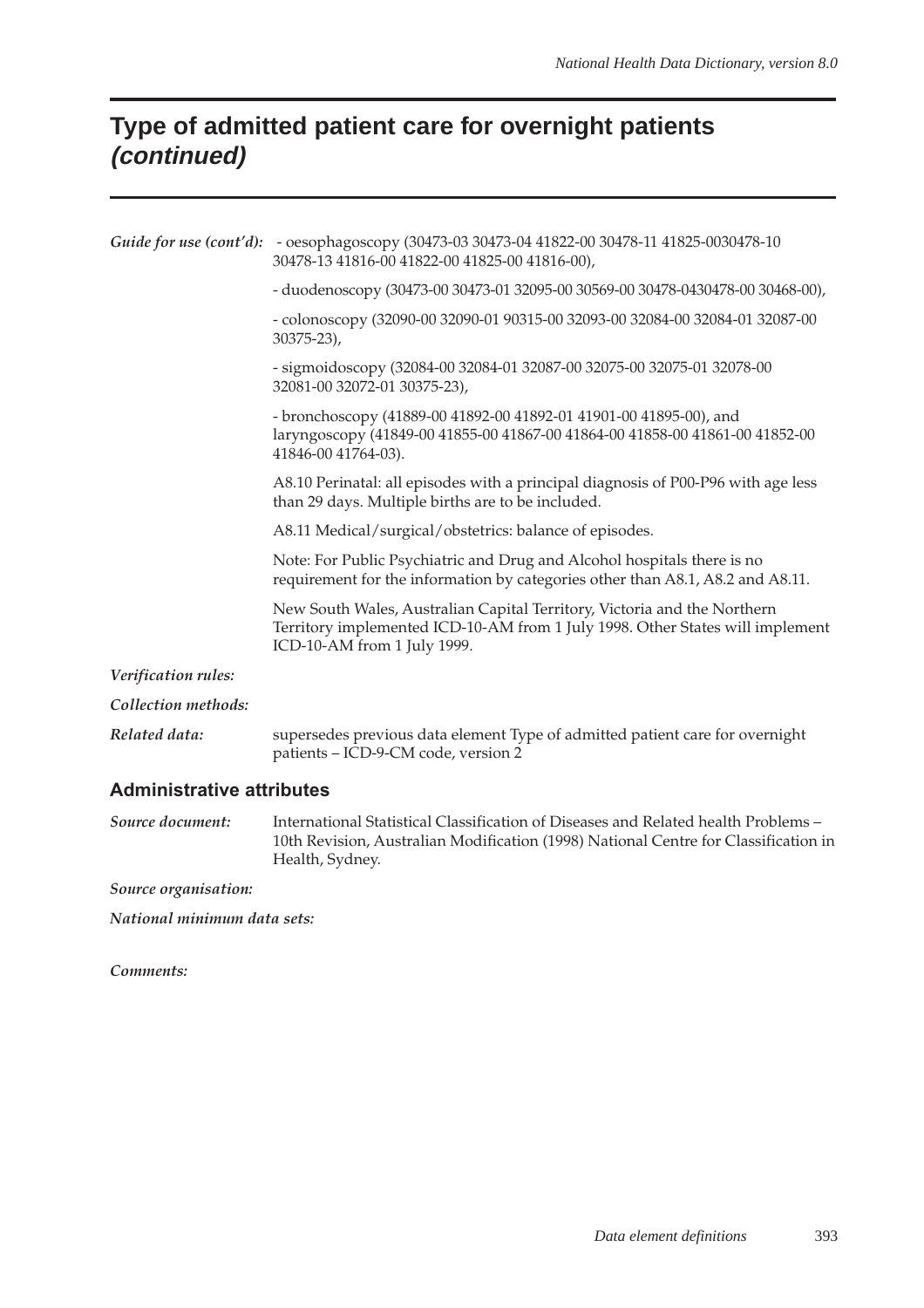# Type of admitted patient care for overnight patients *(continued)*

*Guide for use (cont'd):* - oesophagoscopy (30473-03 30473-04 41822-00 30478-11 41825-0030478-10 30478-13 41816-00 41822-00 41825-00 41816-00),

- duodenoscopy (30473-00 30473-01 32095-00 30569-00 30478-0430478-00 30468-00),

- colonoscopy (32090-00 32090-01 90315-00 32093-00 32084-00 32084-01 32087-00 30375-23),

- sigmoidoscopy (32084-00 32084-01 32087-00 32075-00 32075-01 32078-00 32081-00 32072-01 30375-23),

- bronchoscopy (41889-00 41892-00 41892-01 41901-00 41895-00), and laryngoscopy (41849-00 41855-00 41867-00 41864-00 41858-00 41861-00 41852-00 41846-00 41764-03).

A8.10 Perinatal: all episodes with a principal diagnosis of P00-P96 with age less than 29 days. Multiple births are to be included.

A8.11 Medical/surgical/obstetrics: balance of episodes.

Note: For Public Psychiatric and Drug and Alcohol hospitals there is no requirement for the information by categories other than A8.1, A8.2 and A8.11.

New South Wales, Australian Capital Territory, Victoria and the Northern Territory implemented ICD-10-AM from 1 July 1998. Other States will implement ICD-10-AM from 1 July 1999.

*Verification rules:*

*Collection methods:*

*Related data:* supersedes previous data element Type of admitted patient care for overnight patients – ICD-9-CM code, version 2

## Administrative attributes

*Source document:* International Statistical Classification of Diseases and Related health Problems – 10th Revision, Australian Modification (1998) National Centre for Classification in Health, Sydney.

*Source organisation:*

*National minimum data sets:*

*Comments:*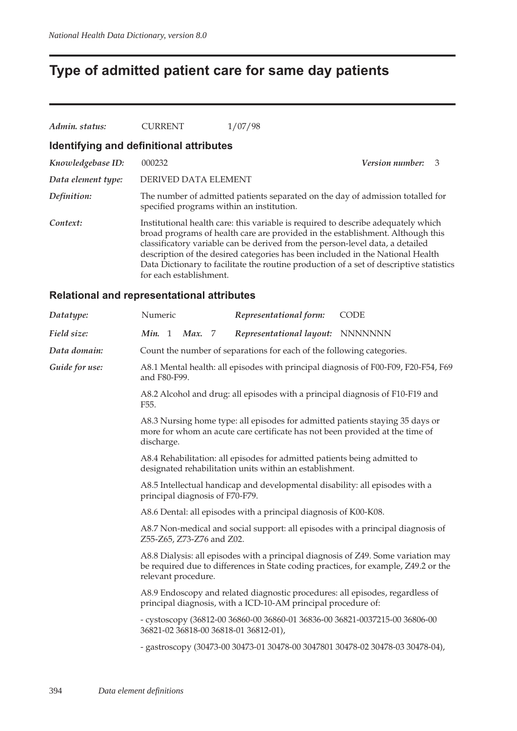# Type of admitted patient care for same day patients

*Admin. status:* CURRENT 1/07/98

## Identifying and definitional attributes

*Knowledgebase ID:* 000232 *Version number:* 3

*Data element type:* DERIVED DATA ELEMENT

*Definition:* The number of admitted patients separated on the day of admission totalled for specified programs within an institution.

*Context:* Institutional health care: this variable is required to describe adequately which broad programs of health care are provided in the establishment. Although this classificatory variable can be derived from the person-level data, a detailed description of the desired categories has been included in the National Health Data Dictionary to facilitate the routine production of a set of descriptive statistics for each establishment.

## Relational and representational attributes

*Datatype:* Numeric *Representational form:* CODE

*Field size:* *Min.* 1 *Max.* 7 *Representational layout:* NNNNNNN

*Data domain:* Count the number of separations for each of the following categories.

*Guide for use:* A8.1 Mental health: all episodes with principal diagnosis of F00-F09, F20-F54, F69 and F80-F99.

A8.2 Alcohol and drug: all episodes with a principal diagnosis of F10-F19 and F55.

A8.3 Nursing home type: all episodes for admitted patients staying 35 days or more for whom an acute care certificate has not been provided at the time of discharge.

A8.4 Rehabilitation: all episodes for admitted patients being admitted to designated rehabilitation units within an establishment.

A8.5 Intellectual handicap and developmental disability: all episodes with a principal diagnosis of F70-F79.

A8.6 Dental: all episodes with a principal diagnosis of K00-K08.

A8.7 Non-medical and social support: all episodes with a principal diagnosis of Z55-Z65, Z73-Z76 and Z02.

A8.8 Dialysis: all episodes with a principal diagnosis of Z49. Some variation may be required due to differences in State coding practices, for example, Z49.2 or the relevant procedure.

A8.9 Endoscopy and related diagnostic procedures: all episodes, regardless of principal diagnosis, with a ICD-10-AM principal procedure of:

- cystoscopy (36812-00 36860-00 36860-01 36836-00 36821-0037215-00 36806-00 36821-02 36818-00 36818-01 36812-01),

- gastroscopy (30473-00 30473-01 30478-00 3047801 30478-02 30478-03 30478-04),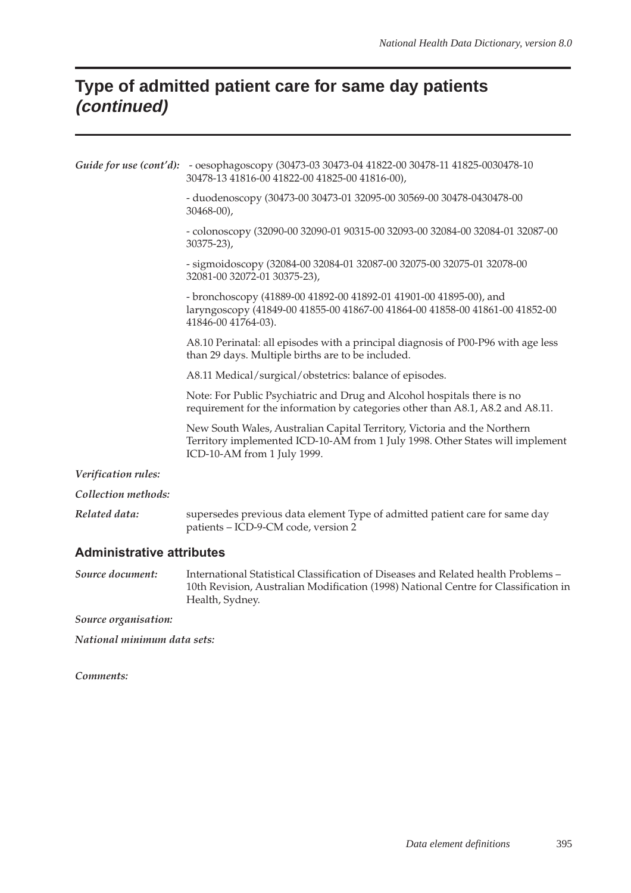## Type of admitted patient care for same day patients *(continued)*

*Guide for use (cont'd):* - oesophagoscopy (30473-03 30473-04 41822-00 30478-11 41825-0030478-10 30478-13 41816-00 41822-00 41825-00 41816-00),

- duodenoscopy (30473-00 30473-01 32095-00 30569-00 30478-0430478-00 30468-00),

- colonoscopy (32090-00 32090-01 90315-00 32093-00 32084-00 32084-01 32087-00 30375-23),

- sigmoidoscopy (32084-00 32084-01 32087-00 32075-00 32075-01 32078-00 32081-00 32072-01 30375-23),

- bronchoscopy (41889-00 41892-00 41892-01 41901-00 41895-00), and laryngoscopy (41849-00 41855-00 41867-00 41864-00 41858-00 41861-00 41852-00 41846-00 41764-03).

A8.10 Perinatal: all episodes with a principal diagnosis of P00-P96 with age less than 29 days. Multiple births are to be included.

A8.11 Medical/surgical/obstetrics: balance of episodes.

Note: For Public Psychiatric and Drug and Alcohol hospitals there is no requirement for the information by categories other than A8.1, A8.2 and A8.11.

New South Wales, Australian Capital Territory, Victoria and the Northern Territory implemented ICD-10-AM from 1 July 1998. Other States will implement ICD-10-AM from 1 July 1999.

*Verification rules:*

*Collection methods:*

*Related data:* supersedes previous data element Type of admitted patient care for same day patients – ICD-9-CM code, version 2

### Administrative attributes

*Source document:* International Statistical Classification of Diseases and Related health Problems – 10th Revision, Australian Modification (1998) National Centre for Classification in Health, Sydney.

*Source organisation:*

*National minimum data sets:*

*Comments:*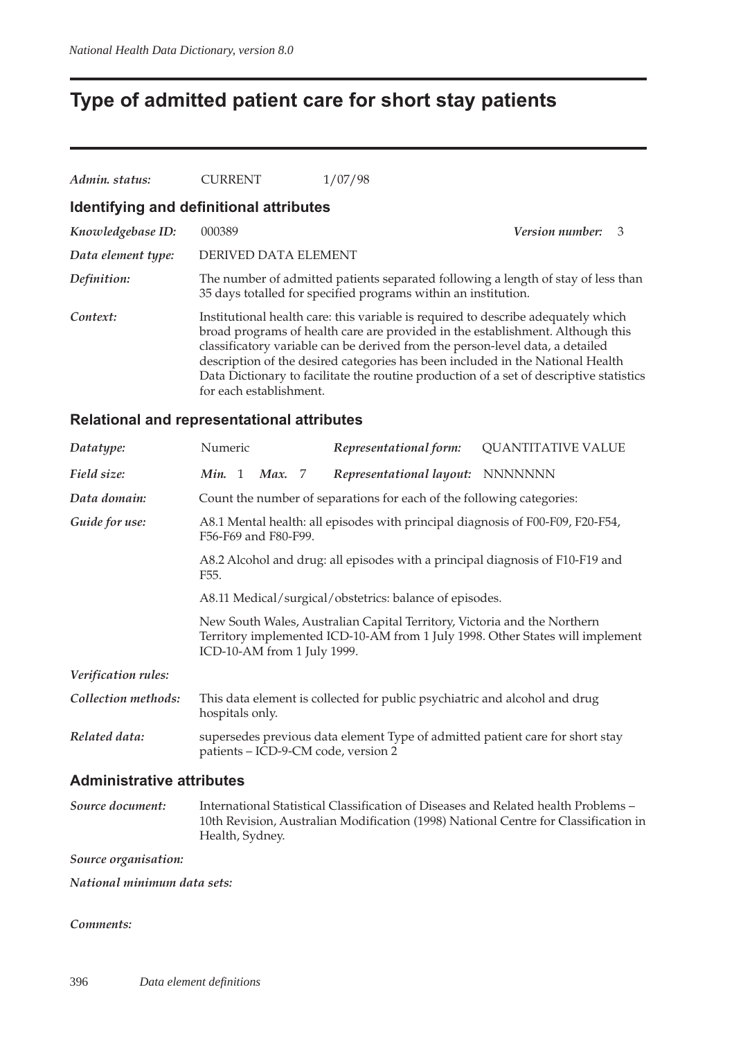# Type of admitted patient care for short stay patients

*Admin. status:* CURRENT 1/07/98

## Identifying and definitional attributes

*Knowledgebase ID:* 000389 *Version number:* 3

*Data element type:* DERIVED DATA ELEMENT

*Definition:* The number of admitted patients separated following a length of stay of less than 35 days totalled for specified programs within an institution.

*Context:* Institutional health care: this variable is required to describe adequately which broad programs of health care are provided in the establishment. Although this classificatory variable can be derived from the person-level data, a detailed description of the desired categories has been included in the National Health Data Dictionary to facilitate the routine production of a set of descriptive statistics for each establishment.

## Relational and representational attributes

*Datatype:* Numeric *Representational form:* QUANTITATIVE VALUE

*Field size:* ***Min.*** 1 ***Max.*** 7 *Representational layout:* NNNNNNN

*Data domain:* Count the number of separations for each of the following categories:

*Guide for use:* A8.1 Mental health: all episodes with principal diagnosis of F00-F09, F20-F54, F56-F69 and F80-F99.

A8.2 Alcohol and drug: all episodes with a principal diagnosis of F10-F19 and F55.

A8.11 Medical/surgical/obstetrics: balance of episodes.

New South Wales, Australian Capital Territory, Victoria and the Northern Territory implemented ICD-10-AM from 1 July 1998. Other States will implement ICD-10-AM from 1 July 1999.

*Verification rules:*

*Collection methods:* This data element is collected for public psychiatric and alcohol and drug hospitals only.

*Related data:* supersedes previous data element Type of admitted patient care for short stay patients – ICD-9-CM code, version 2

## Administrative attributes

*Source document:* International Statistical Classification of Diseases and Related health Problems – 10th Revision, Australian Modification (1998) National Centre for Classification in Health, Sydney.

*Source organisation:*

*National minimum data sets:*

*Comments:*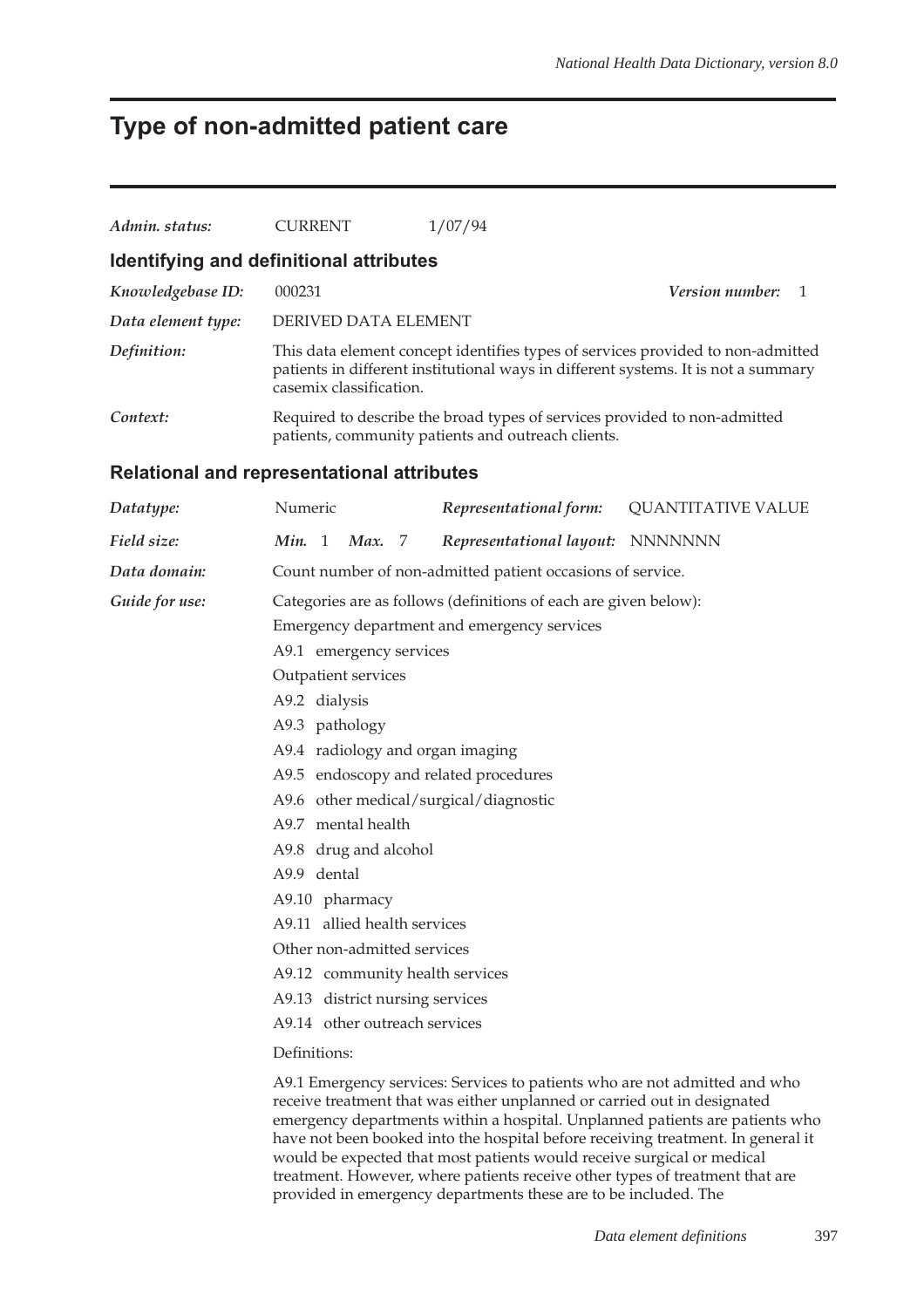# Type of non-admitted patient care

| | | |
|---|---|---|
| *Admin. status:* | CURRENT | 1/07/94 |

## Identifying and definitional attributes

| | |
|---|---|
| *Knowledgebase ID:* | 000231 &nbsp;&nbsp;&nbsp;&nbsp; ***Version number:*** 1 |
| *Data element type:* | DERIVED DATA ELEMENT |
| *Definition:* | This data element concept identifies types of services provided to non-admitted patients in different institutional ways in different systems. It is not a summary casemix classification. |
| *Context:* | Required to describe the broad types of services provided to non-admitted patients, community patients and outreach clients. |

## Relational and representational attributes

| | | | |
|---|---|---|---|
| *Datatype:* | Numeric | ***Representational form:*** | QUANTITATIVE VALUE |
| *Field size:* | ***Min.*** 1 ***Max.*** 7 | ***Representational layout:*** | NNNNNNN |

*Data domain:* Count number of non-admitted patient occasions of service.

*Guide for use:* Categories are as follows (definitions of each are given below):

Emergency department and emergency services

A9.1 emergency services

Outpatient services

A9.2 dialysis

A9.3 pathology

A9.4 radiology and organ imaging

A9.5 endoscopy and related procedures

A9.6 other medical/surgical/diagnostic

A9.7 mental health

A9.8 drug and alcohol

A9.9 dental

A9.10 pharmacy

A9.11 allied health services

Other non-admitted services

A9.12 community health services

A9.13 district nursing services

A9.14 other outreach services

Definitions:

A9.1 Emergency services: Services to patients who are not admitted and who receive treatment that was either unplanned or carried out in designated emergency departments within a hospital. Unplanned patients are patients who have not been booked into the hospital before receiving treatment. In general it would be expected that most patients would receive surgical or medical treatment. However, where patients receive other types of treatment that are provided in emergency departments these are to be included. The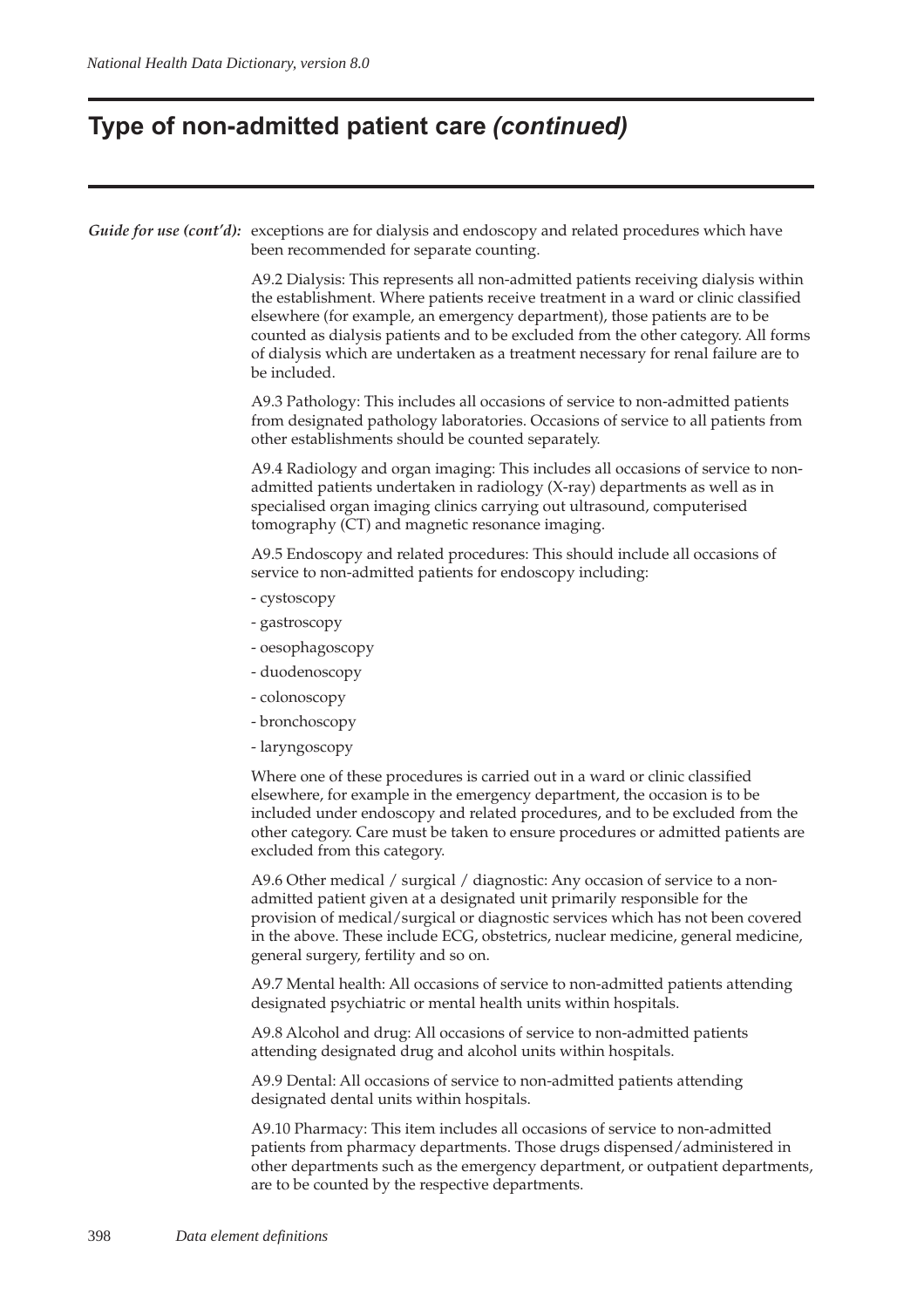# Type of non-admitted patient care *(continued)*

***Guide for use (cont'd):*** exceptions are for dialysis and endoscopy and related procedures which have been recommended for separate counting.

A9.2 Dialysis: This represents all non-admitted patients receiving dialysis within the establishment. Where patients receive treatment in a ward or clinic classified elsewhere (for example, an emergency department), those patients are to be counted as dialysis patients and to be excluded from the other category. All forms of dialysis which are undertaken as a treatment necessary for renal failure are to be included.

A9.3 Pathology: This includes all occasions of service to non-admitted patients from designated pathology laboratories. Occasions of service to all patients from other establishments should be counted separately.

A9.4 Radiology and organ imaging: This includes all occasions of service to non-admitted patients undertaken in radiology (X-ray) departments as well as in specialised organ imaging clinics carrying out ultrasound, computerised tomography (CT) and magnetic resonance imaging.

A9.5 Endoscopy and related procedures: This should include all occasions of service to non-admitted patients for endoscopy including:

- cystoscopy
- gastroscopy
- oesophagoscopy
- duodenoscopy
- colonoscopy
- bronchoscopy
- laryngoscopy

Where one of these procedures is carried out in a ward or clinic classified elsewhere, for example in the emergency department, the occasion is to be included under endoscopy and related procedures, and to be excluded from the other category. Care must be taken to ensure procedures or admitted patients are excluded from this category.

A9.6 Other medical / surgical / diagnostic: Any occasion of service to a non-admitted patient given at a designated unit primarily responsible for the provision of medical/surgical or diagnostic services which has not been covered in the above. These include ECG, obstetrics, nuclear medicine, general medicine, general surgery, fertility and so on.

A9.7 Mental health: All occasions of service to non-admitted patients attending designated psychiatric or mental health units within hospitals.

A9.8 Alcohol and drug: All occasions of service to non-admitted patients attending designated drug and alcohol units within hospitals.

A9.9 Dental: All occasions of service to non-admitted patients attending designated dental units within hospitals.

A9.10 Pharmacy: This item includes all occasions of service to non-admitted patients from pharmacy departments. Those drugs dispensed/administered in other departments such as the emergency department, or outpatient departments, are to be counted by the respective departments.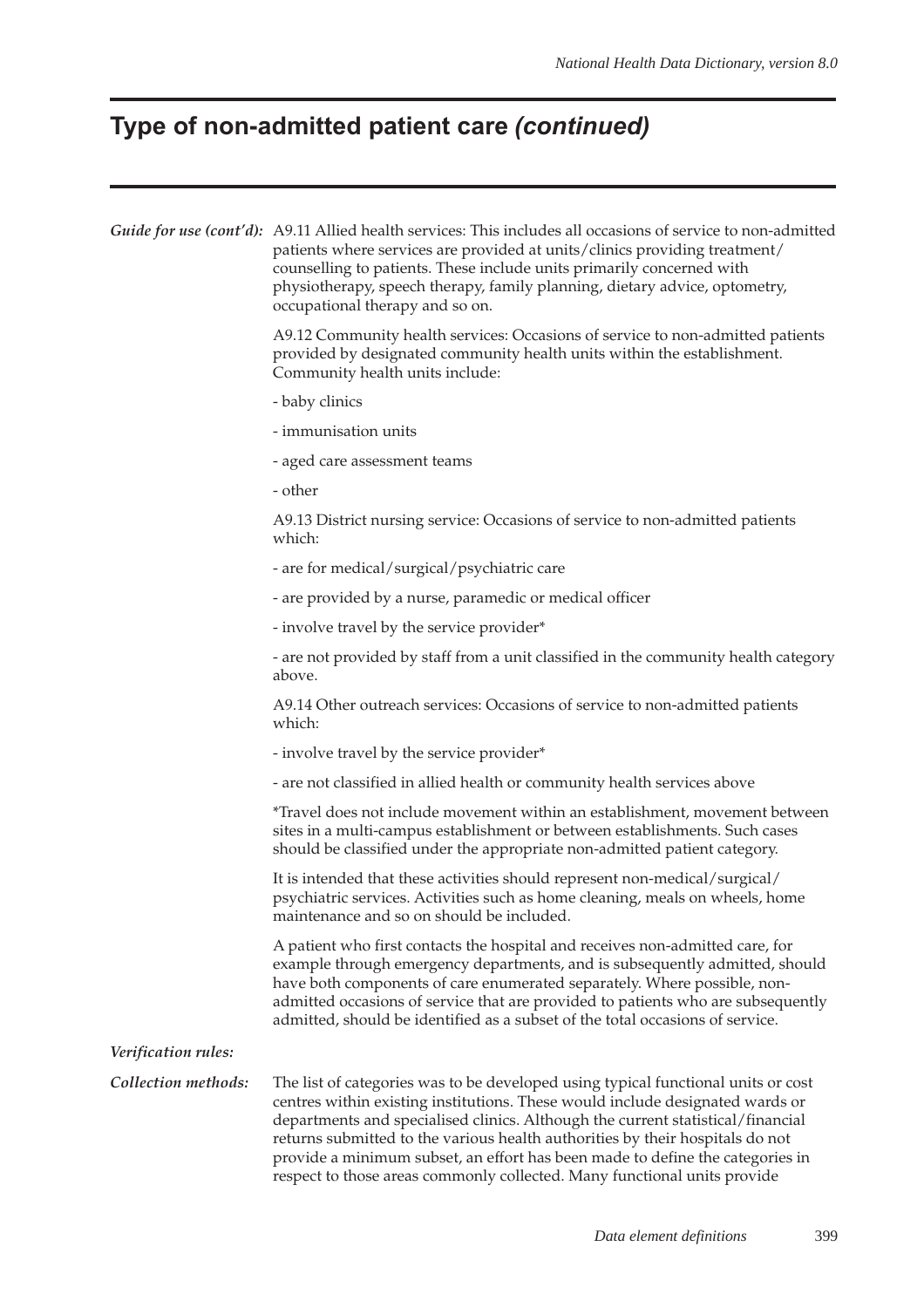# Type of non-admitted patient care *(continued)*

***Guide for use (cont'd):*** A9.11 Allied health services: This includes all occasions of service to non-admitted patients where services are provided at units/clinics providing treatment/ counselling to patients. These include units primarily concerned with physiotherapy, speech therapy, family planning, dietary advice, optometry, occupational therapy and so on.

A9.12 Community health services: Occasions of service to non-admitted patients provided by designated community health units within the establishment. Community health units include:

- baby clinics
- immunisation units
- aged care assessment teams
- other

A9.13 District nursing service: Occasions of service to non-admitted patients which:

- are for medical/surgical/psychiatric care
- are provided by a nurse, paramedic or medical officer
- involve travel by the service provider*
- are not provided by staff from a unit classified in the community health category above.

A9.14 Other outreach services: Occasions of service to non-admitted patients which:

- involve travel by the service provider*
- are not classified in allied health or community health services above

*Travel does not include movement within an establishment, movement between sites in a multi-campus establishment or between establishments. Such cases should be classified under the appropriate non-admitted patient category.

It is intended that these activities should represent non-medical/surgical/ psychiatric services. Activities such as home cleaning, meals on wheels, home maintenance and so on should be included.

A patient who first contacts the hospital and receives non-admitted care, for example through emergency departments, and is subsequently admitted, should have both components of care enumerated separately. Where possible, non-admitted occasions of service that are provided to patients who are subsequently admitted, should be identified as a subset of the total occasions of service.

***Verification rules:***

***Collection methods:*** The list of categories was to be developed using typical functional units or cost centres within existing institutions. These would include designated wards or departments and specialised clinics. Although the current statistical/financial returns submitted to the various health authorities by their hospitals do not provide a minimum subset, an effort has been made to define the categories in respect to those areas commonly collected. Many functional units provide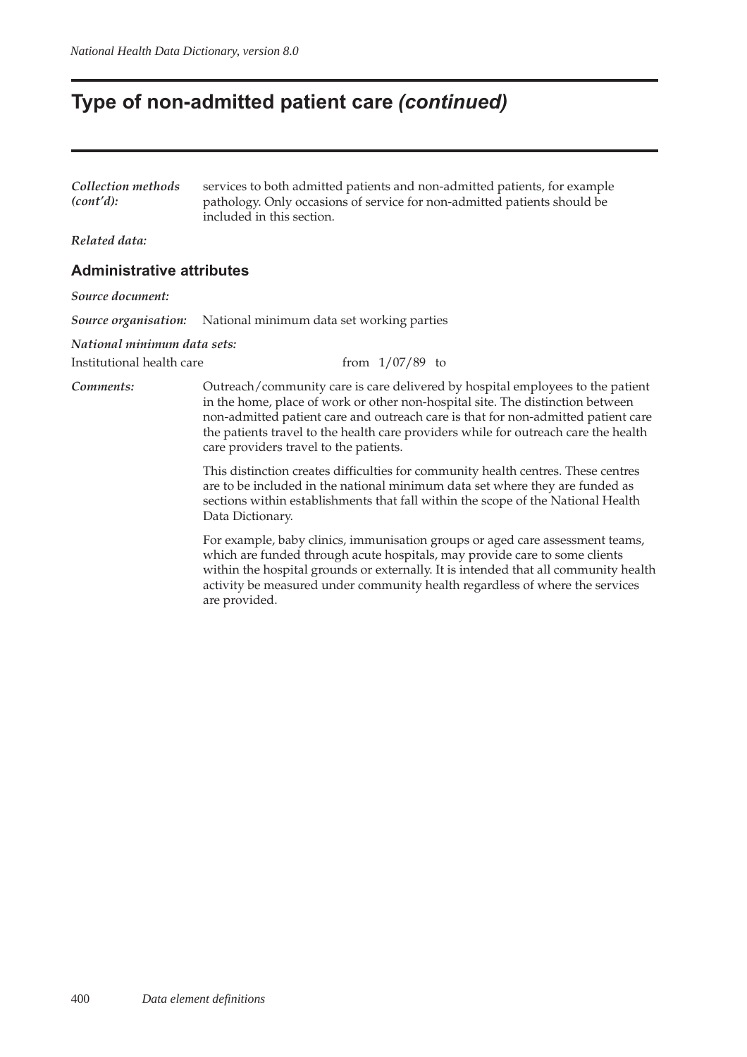# Type of non-admitted patient care *(continued)*

***Collection methods (cont'd):*** services to both admitted patients and non-admitted patients, for example pathology. Only occasions of service for non-admitted patients should be included in this section.

***Related data:***

## Administrative attributes

***Source document:***

***Source organisation:*** National minimum data set working parties

***National minimum data sets:***

Institutional health care from 1/07/89 to

***Comments:*** Outreach/community care is care delivered by hospital employees to the patient in the home, place of work or other non-hospital site. The distinction between non-admitted patient care and outreach care is that for non-admitted patient care the patients travel to the health care providers while for outreach care the health care providers travel to the patients.

This distinction creates difficulties for community health centres. These centres are to be included in the national minimum data set where they are funded as sections within establishments that fall within the scope of the National Health Data Dictionary.

For example, baby clinics, immunisation groups or aged care assessment teams, which are funded through acute hospitals, may provide care to some clients within the hospital grounds or externally. It is intended that all community health activity be measured under community health regardless of where the services are provided.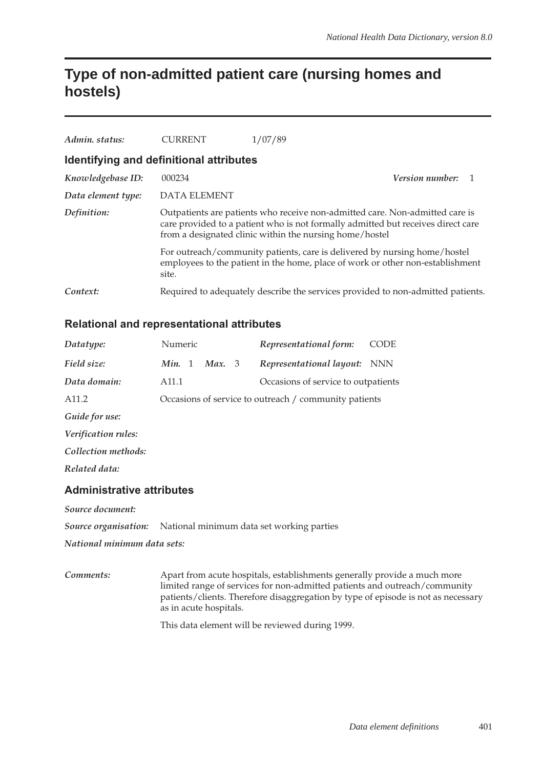# Type of non-admitted patient care (nursing homes and hostels)

*Admin. status:* CURRENT 1/07/89

## Identifying and definitional attributes

*Knowledgebase ID:* 000234 *Version number:* 1

*Data element type:* DATA ELEMENT

*Definition:* Outpatients are patients who receive non-admitted care. Non-admitted care is care provided to a patient who is not formally admitted but receives direct care from a designated clinic within the nursing home/hostel

For outreach/community patients, care is delivered by nursing home/hostel employees to the patient in the home, place of work or other non-establishment site.

*Context:* Required to adequately describe the services provided to non-admitted patients.

## Relational and representational attributes

*Datatype:* Numeric *Representational form:* CODE

*Field size:* ***Min.*** 1 ***Max.*** 3 *Representational layout:* NNN

*Data domain:* A11.1 Occasions of service to outpatients

A11.2 Occasions of service to outreach / community patients

*Guide for use:*

*Verification rules:*

*Collection methods:*

*Related data:*

## Administrative attributes

*Source document:*

*Source organisation:* National minimum data set working parties

*National minimum data sets:*

*Comments:* Apart from acute hospitals, establishments generally provide a much more limited range of services for non-admitted patients and outreach/community patients/clients. Therefore disaggregation by type of episode is not as necessary as in acute hospitals.

This data element will be reviewed during 1999.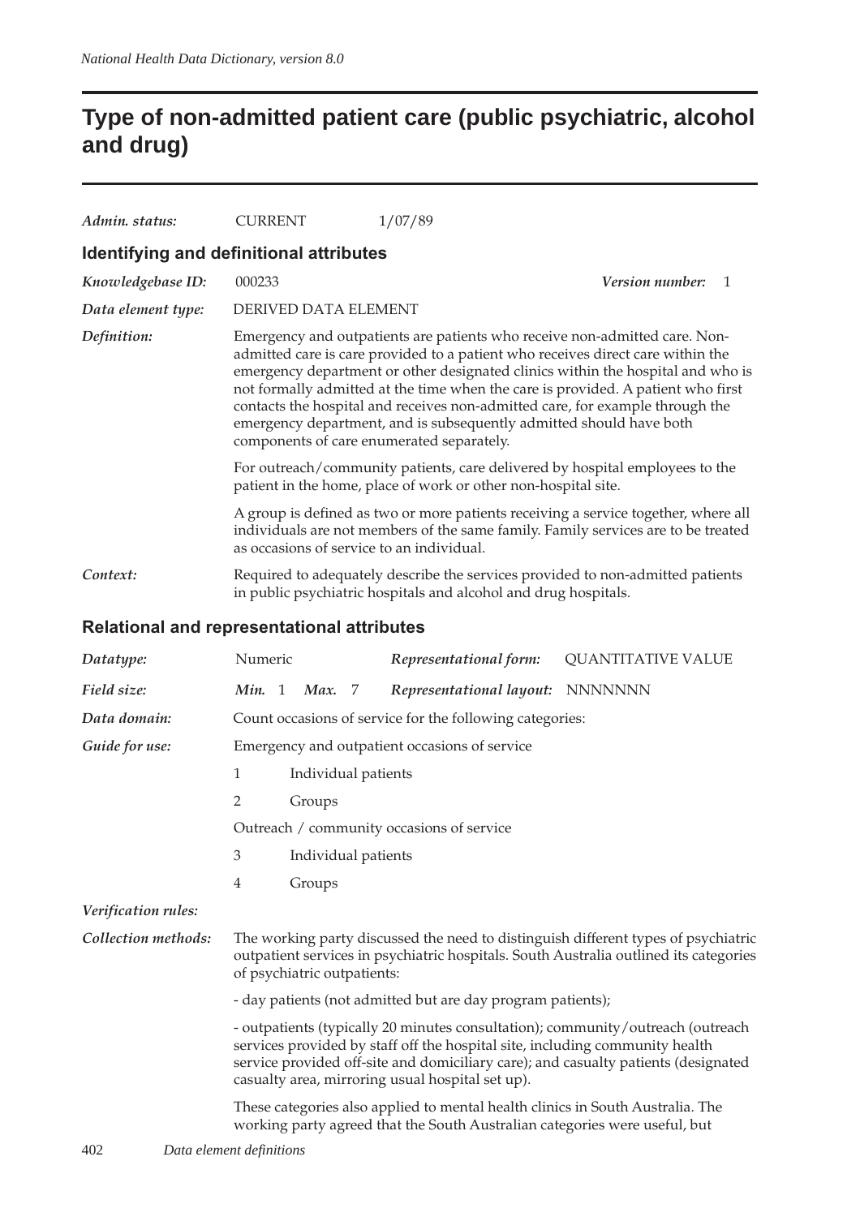# Type of non-admitted patient care (public psychiatric, alcohol and drug)

*Admin. status:* CURRENT 1/07/89

## Identifying and definitional attributes

*Knowledgebase ID:* 000233 *Version number:* 1

*Data element type:* DERIVED DATA ELEMENT

*Definition:* Emergency and outpatients are patients who receive non-admitted care. Non-admitted care is care provided to a patient who receives direct care within the emergency department or other designated clinics within the hospital and who is not formally admitted at the time when the care is provided. A patient who first contacts the hospital and receives non-admitted care, for example through the emergency department, and is subsequently admitted should have both components of care enumerated separately.

For outreach/community patients, care delivered by hospital employees to the patient in the home, place of work or other non-hospital site.

A group is defined as two or more patients receiving a service together, where all individuals are not members of the same family. Family services are to be treated as occasions of service to an individual.

*Context:* Required to adequately describe the services provided to non-admitted patients in public psychiatric hospitals and alcohol and drug hospitals.

## Relational and representational attributes

*Datatype:* Numeric *Representational form:* QUANTITATIVE VALUE

*Field size:* *Min.* 1 *Max.* 7 *Representational layout:* NNNNNNN

*Data domain:* Count occasions of service for the following categories:

*Guide for use:* Emergency and outpatient occasions of service

1 Individual patients

2 Groups

Outreach / community occasions of service

3 Individual patients

4 Groups

*Verification rules:*

*Collection methods:* The working party discussed the need to distinguish different types of psychiatric outpatient services in psychiatric hospitals. South Australia outlined its categories of psychiatric outpatients:

- day patients (not admitted but are day program patients);

- outpatients (typically 20 minutes consultation); community/outreach (outreach services provided by staff off the hospital site, including community health service provided off-site and domiciliary care); and casualty patients (designated casualty area, mirroring usual hospital set up).

These categories also applied to mental health clinics in South Australia. The working party agreed that the South Australian categories were useful, but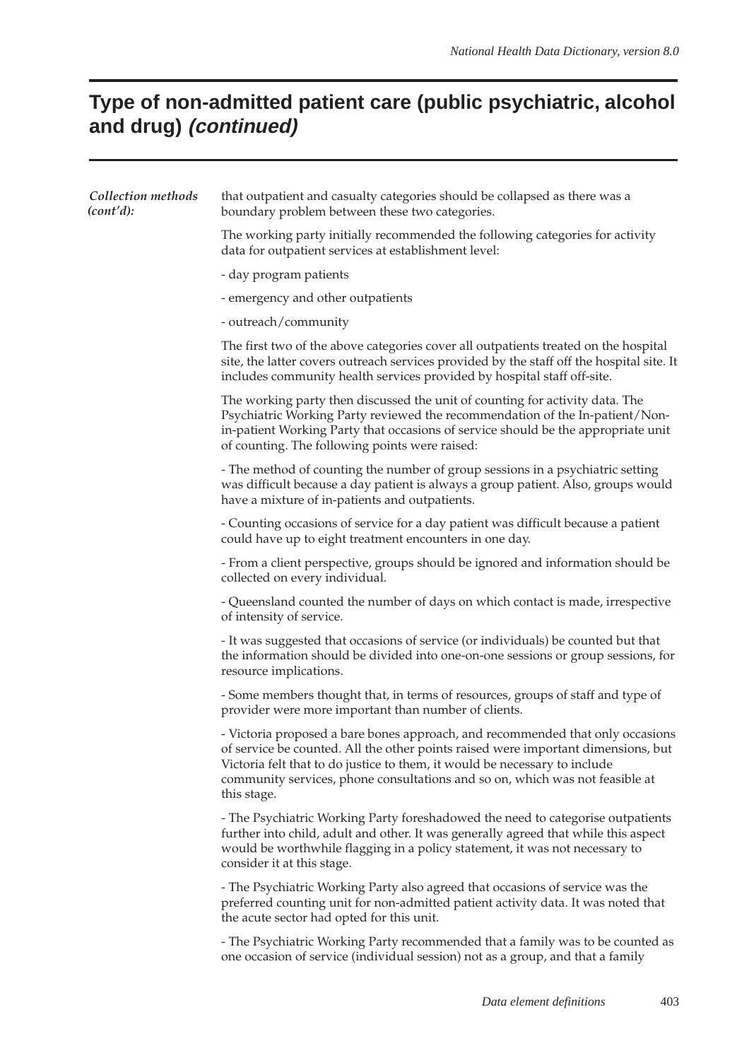## Type of non-admitted patient care (public psychiatric, alcohol and drug) *(continued)*

*Collection methods (cont'd):*

that outpatient and casualty categories should be collapsed as there was a boundary problem between these two categories.

The working party initially recommended the following categories for activity data for outpatient services at establishment level:

- day program patients
- emergency and other outpatients
- outreach/community

The first two of the above categories cover all outpatients treated on the hospital site, the latter covers outreach services provided by the staff off the hospital site. It includes community health services provided by hospital staff off-site.

The working party then discussed the unit of counting for activity data. The Psychiatric Working Party reviewed the recommendation of the In-patient/Non-in-patient Working Party that occasions of service should be the appropriate unit of counting. The following points were raised:

- The method of counting the number of group sessions in a psychiatric setting was difficult because a day patient is always a group patient. Also, groups would have a mixture of in-patients and outpatients.

- Counting occasions of service for a day patient was difficult because a patient could have up to eight treatment encounters in one day.

- From a client perspective, groups should be ignored and information should be collected on every individual.

- Queensland counted the number of days on which contact is made, irrespective of intensity of service.

- It was suggested that occasions of service (or individuals) be counted but that the information should be divided into one-on-one sessions or group sessions, for resource implications.

- Some members thought that, in terms of resources, groups of staff and type of provider were more important than number of clients.

- Victoria proposed a bare bones approach, and recommended that only occasions of service be counted. All the other points raised were important dimensions, but Victoria felt that to do justice to them, it would be necessary to include community services, phone consultations and so on, which was not feasible at this stage.

- The Psychiatric Working Party foreshadowed the need to categorise outpatients further into child, adult and other. It was generally agreed that while this aspect would be worthwhile flagging in a policy statement, it was not necessary to consider it at this stage.

- The Psychiatric Working Party also agreed that occasions of service was the preferred counting unit for non-admitted patient activity data. It was noted that the acute sector had opted for this unit.

- The Psychiatric Working Party recommended that a family was to be counted as one occasion of service (individual session) not as a group, and that a family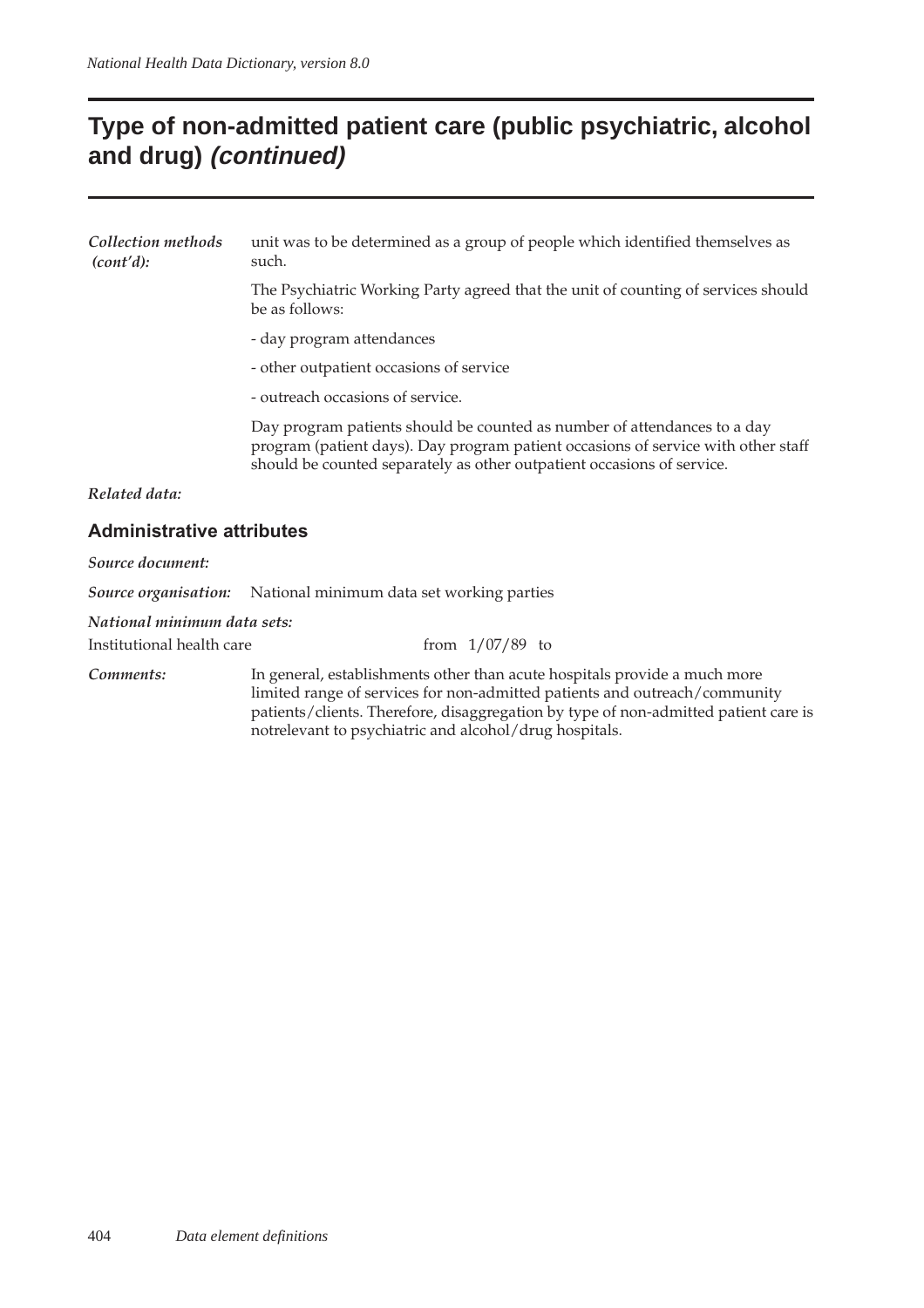# Type of non-admitted patient care (public psychiatric, alcohol and drug) *(continued)*

***Collection methods (cont'd):*** unit was to be determined as a group of people which identified themselves as such.

The Psychiatric Working Party agreed that the unit of counting of services should be as follows:

- day program attendances
- other outpatient occasions of service
- outreach occasions of service.

Day program patients should be counted as number of attendances to a day program (patient days). Day program patient occasions of service with other staff should be counted separately as other outpatient occasions of service.

***Related data:***

## Administrative attributes

***Source document:***

***Source organisation:*** National minimum data set working parties

***National minimum data sets:***

Institutional health care from 1/07/89 to

***Comments:*** In general, establishments other than acute hospitals provide a much more limited range of services for non-admitted patients and outreach/community patients/clients. Therefore, disaggregation by type of non-admitted patient care is notrelevant to psychiatric and alcohol/drug hospitals.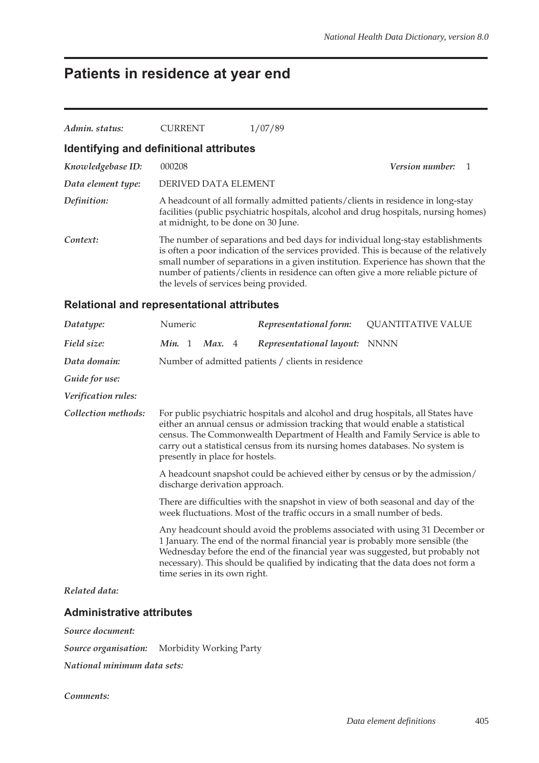# Patients in residence at year end

*Admin. status:* CURRENT 1/07/89

## Identifying and definitional attributes

*Knowledgebase ID:* 000208 *Version number:* 1

*Data element type:* DERIVED DATA ELEMENT

*Definition:* A headcount of all formally admitted patients/clients in residence in long-stay facilities (public psychiatric hospitals, alcohol and drug hospitals, nursing homes) at midnight, to be done on 30 June.

*Context:* The number of separations and bed days for individual long-stay establishments is often a poor indication of the services provided. This is because of the relatively small number of separations in a given institution. Experience has shown that the number of patients/clients in residence can often give a more reliable picture of the levels of services being provided.

## Relational and representational attributes

*Datatype:* Numeric *Representational form:* QUANTITATIVE VALUE

*Field size:* *Min.* 1 *Max.* 4 *Representational layout:* NNNN

*Data domain:* Number of admitted patients / clients in residence

*Guide for use:*

*Verification rules:*

*Collection methods:* For public psychiatric hospitals and alcohol and drug hospitals, all States have either an annual census or admission tracking that would enable a statistical census. The Commonwealth Department of Health and Family Service is able to carry out a statistical census from its nursing homes databases. No system is presently in place for hostels.

A headcount snapshot could be achieved either by census or by the admission/discharge derivation approach.

There are difficulties with the snapshot in view of both seasonal and day of the week fluctuations. Most of the traffic occurs in a small number of beds.

Any headcount should avoid the problems associated with using 31 December or 1 January. The end of the normal financial year is probably more sensible (the Wednesday before the end of the financial year was suggested, but probably not necessary). This should be qualified by indicating that the data does not form a time series in its own right.

*Related data:*

## Administrative attributes

*Source document:*

*Source organisation:* Morbidity Working Party

*National minimum data sets:*

*Comments:*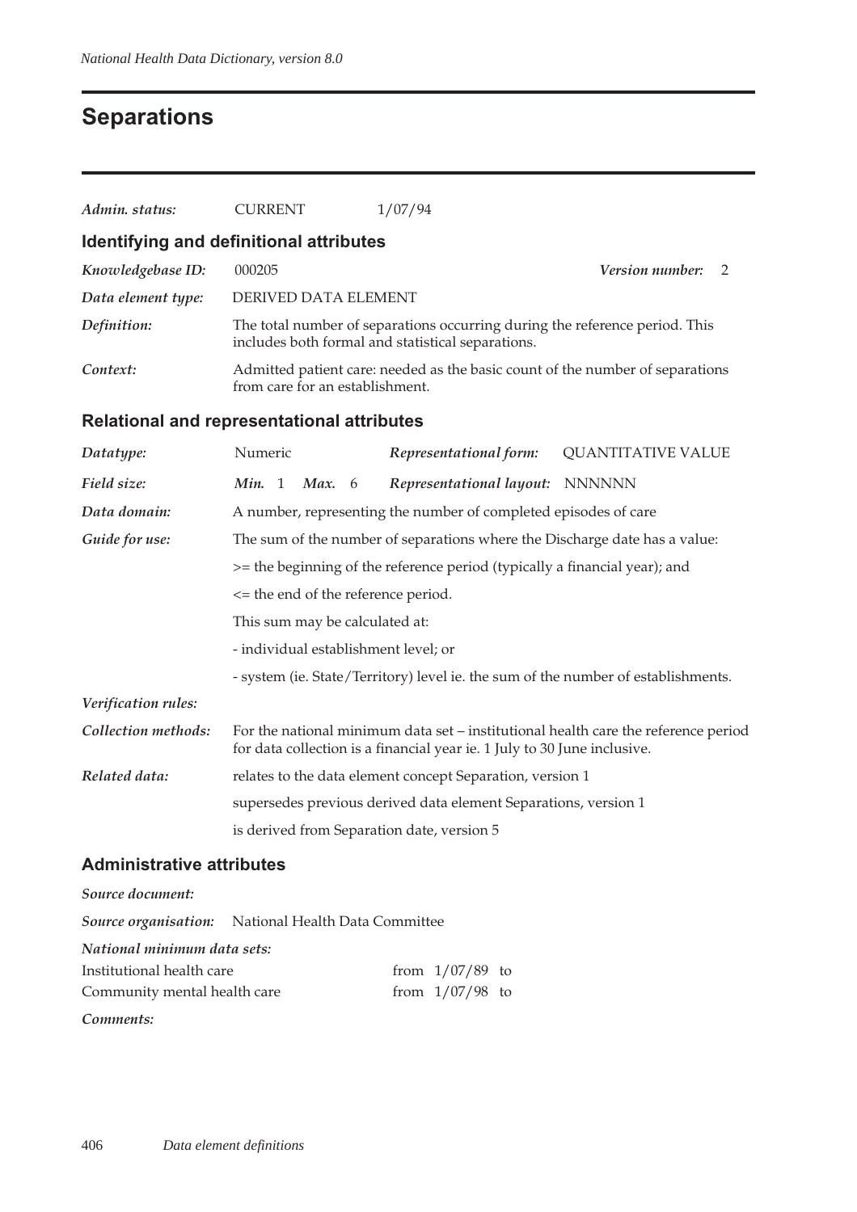# Separations

*Admin. status:* CURRENT 1/07/94

## Identifying and definitional attributes

*Knowledgebase ID:* 000205 *Version number:* 2

*Data element type:* DERIVED DATA ELEMENT

*Definition:* The total number of separations occurring during the reference period. This includes both formal and statistical separations.

*Context:* Admitted patient care: needed as the basic count of the number of separations from care for an establishment.

## Relational and representational attributes

*Datatype:* Numeric *Representational form:* QUANTITATIVE VALUE

*Field size:* ***Min.*** 1 ***Max.*** 6 *Representational layout:* NNNNNN

*Data domain:* A number, representing the number of completed episodes of care

*Guide for use:* The sum of the number of separations where the Discharge date has a value:

>= the beginning of the reference period (typically a financial year); and

<= the end of the reference period.

This sum may be calculated at:

- individual establishment level; or

- system (ie. State/Territory) level ie. the sum of the number of establishments.

*Verification rules:*

*Collection methods:* For the national minimum data set – institutional health care the reference period for data collection is a financial year ie. 1 July to 30 June inclusive.

*Related data:* relates to the data element concept Separation, version 1

supersedes previous derived data element Separations, version 1

is derived from Separation date, version 5

## Administrative attributes

*Source document:*

*Source organisation:* National Health Data Committee

*National minimum data sets:*

| | |
|---|---|
| Institutional health care | from 1/07/89 to |
| Community mental health care | from 1/07/98 to |

*Comments:*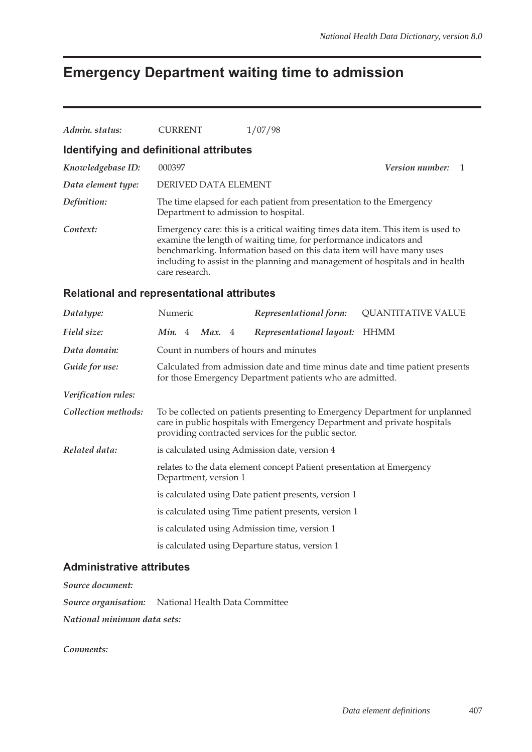# Emergency Department waiting time to admission

*Admin. status:* CURRENT 1/07/98

## Identifying and definitional attributes

*Knowledgebase ID:* 000397 *Version number:* 1

*Data element type:* DERIVED DATA ELEMENT

*Definition:* The time elapsed for each patient from presentation to the Emergency Department to admission to hospital.

*Context:* Emergency care: this is a critical waiting times data item. This item is used to examine the length of waiting time, for performance indicators and benchmarking. Information based on this data item will have many uses including to assist in the planning and management of hospitals and in health care research.

## Relational and representational attributes

*Datatype:* Numeric *Representational form:* QUANTITATIVE VALUE

*Field size:* *Min.* 4 *Max.* 4 *Representational layout:* HHMM

*Data domain:* Count in numbers of hours and minutes

*Guide for use:* Calculated from admission date and time minus date and time patient presents for those Emergency Department patients who are admitted.

*Verification rules:*

*Collection methods:* To be collected on patients presenting to Emergency Department for unplanned care in public hospitals with Emergency Department and private hospitals providing contracted services for the public sector.

*Related data:* is calculated using Admission date, version 4

relates to the data element concept Patient presentation at Emergency Department, version 1

is calculated using Date patient presents, version 1

is calculated using Time patient presents, version 1

is calculated using Admission time, version 1

is calculated using Departure status, version 1

## Administrative attributes

*Source document:*

*Source organisation:* National Health Data Committee

*National minimum data sets:*

*Comments:*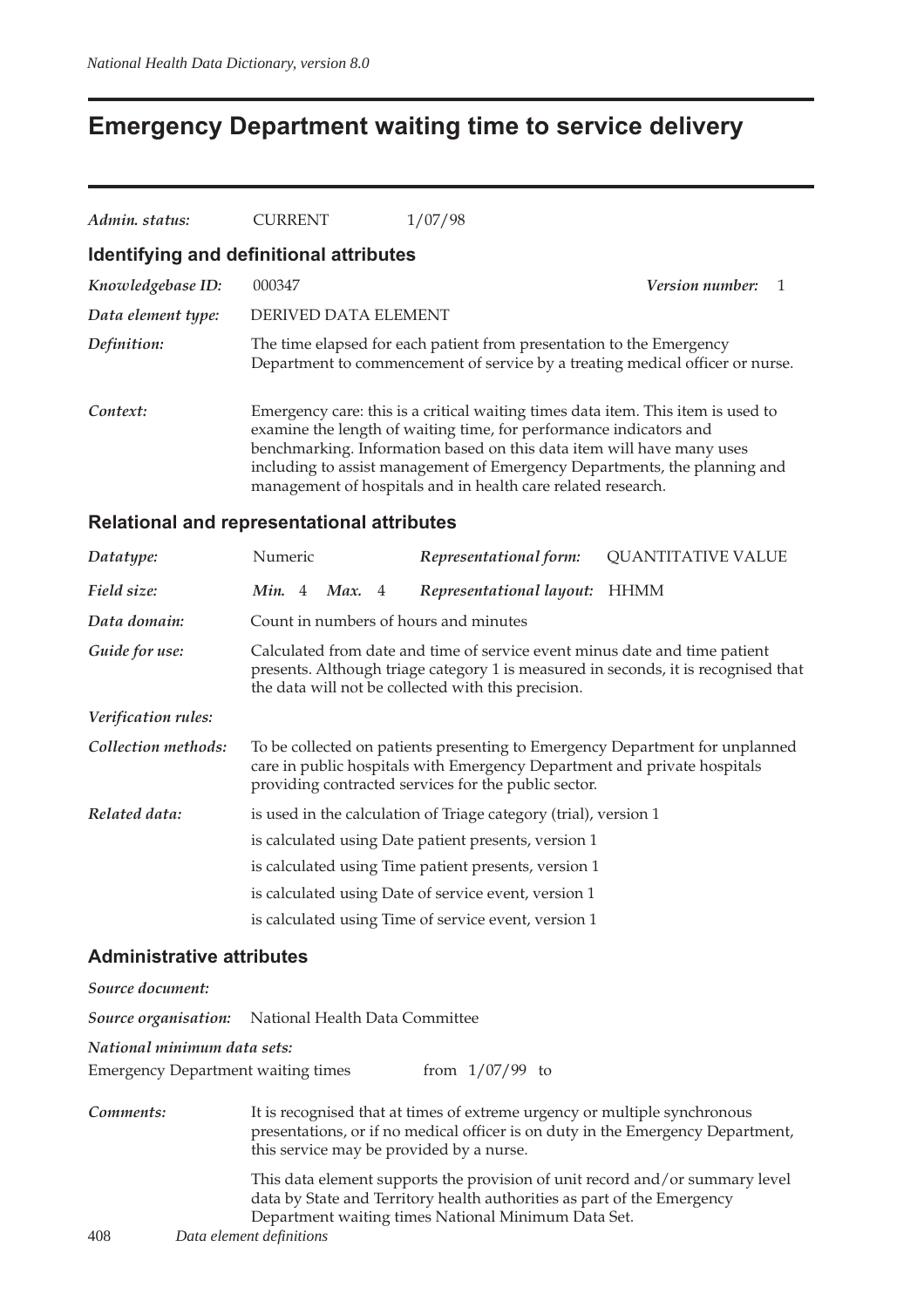# Emergency Department waiting time to service delivery

| | | |
|---|---|---|
| *Admin. status:* | CURRENT | 1/07/98 |

## Identifying and definitional attributes

*Knowledgebase ID:* 000347 *Version number:* 1

*Data element type:* DERIVED DATA ELEMENT

*Definition:* The time elapsed for each patient from presentation to the Emergency Department to commencement of service by a treating medical officer or nurse.

*Context:* Emergency care: this is a critical waiting times data item. This item is used to examine the length of waiting time, for performance indicators and benchmarking. Information based on this data item will have many uses including to assist management of Emergency Departments, the planning and management of hospitals and in health care related research.

## Relational and representational attributes

*Datatype:* Numeric *Representational form:* QUANTITATIVE VALUE

*Field size:* ***Min.*** 4 ***Max.*** 4 *Representational layout:* HHMM

*Data domain:* Count in numbers of hours and minutes

*Guide for use:* Calculated from date and time of service event minus date and time patient presents. Although triage category 1 is measured in seconds, it is recognised that the data will not be collected with this precision.

*Verification rules:*

*Collection methods:* To be collected on patients presenting to Emergency Department for unplanned care in public hospitals with Emergency Department and private hospitals providing contracted services for the public sector.

*Related data:* is used in the calculation of Triage category (trial), version 1

is calculated using Date patient presents, version 1

is calculated using Time patient presents, version 1

is calculated using Date of service event, version 1

is calculated using Time of service event, version 1

## Administrative attributes

*Source document:*

*Source organisation:* National Health Data Committee

*National minimum data sets:*

Emergency Department waiting times from 1/07/99 to

*Comments:* It is recognised that at times of extreme urgency or multiple synchronous presentations, or if no medical officer is on duty in the Emergency Department, this service may be provided by a nurse.

This data element supports the provision of unit record and/or summary level data by State and Territory health authorities as part of the Emergency Department waiting times National Minimum Data Set.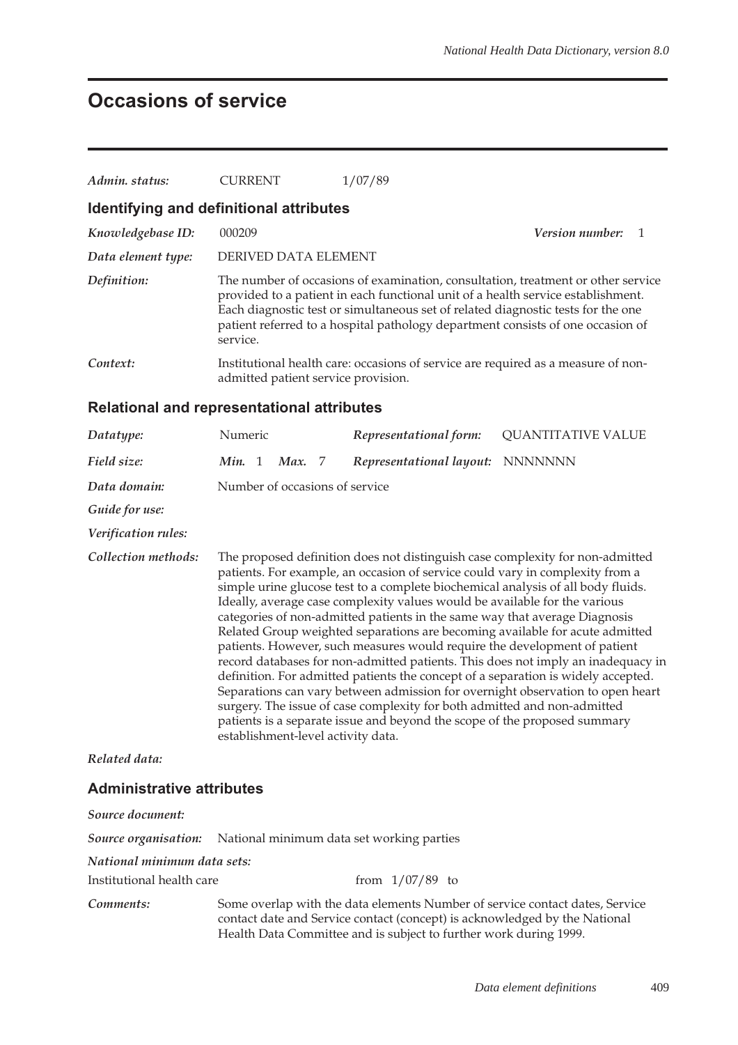# Occasions of service

*Admin. status:* CURRENT 1/07/89

## Identifying and definitional attributes

*Knowledgebase ID:* 000209 *Version number:* 1

*Data element type:* DERIVED DATA ELEMENT

*Definition:* The number of occasions of examination, consultation, treatment or other service provided to a patient in each functional unit of a health service establishment. Each diagnostic test or simultaneous set of related diagnostic tests for the one patient referred to a hospital pathology department consists of one occasion of service.

*Context:* Institutional health care: occasions of service are required as a measure of non-admitted patient service provision.

## Relational and representational attributes

*Datatype:* Numeric *Representational form:* QUANTITATIVE VALUE

*Field size:* ***Min.*** 1 ***Max.*** 7 *Representational layout:* NNNNNNN

*Data domain:* Number of occasions of service

*Guide for use:*

*Verification rules:*

*Collection methods:* The proposed definition does not distinguish case complexity for non-admitted patients. For example, an occasion of service could vary in complexity from a simple urine glucose test to a complete biochemical analysis of all body fluids. Ideally, average case complexity values would be available for the various categories of non-admitted patients in the same way that average Diagnosis Related Group weighted separations are becoming available for acute admitted patients. However, such measures would require the development of patient record databases for non-admitted patients. This does not imply an inadequacy in definition. For admitted patients the concept of a separation is widely accepted. Separations can vary between admission for overnight observation to open heart surgery. The issue of case complexity for both admitted and non-admitted patients is a separate issue and beyond the scope of the proposed summary establishment-level activity data.

*Related data:*

## Administrative attributes

*Source document:*

*Source organisation:* National minimum data set working parties

*National minimum data sets:*

Institutional health care from 1/07/89 to

*Comments:* Some overlap with the data elements Number of service contact dates, Service contact date and Service contact (concept) is acknowledged by the National Health Data Committee and is subject to further work during 1999.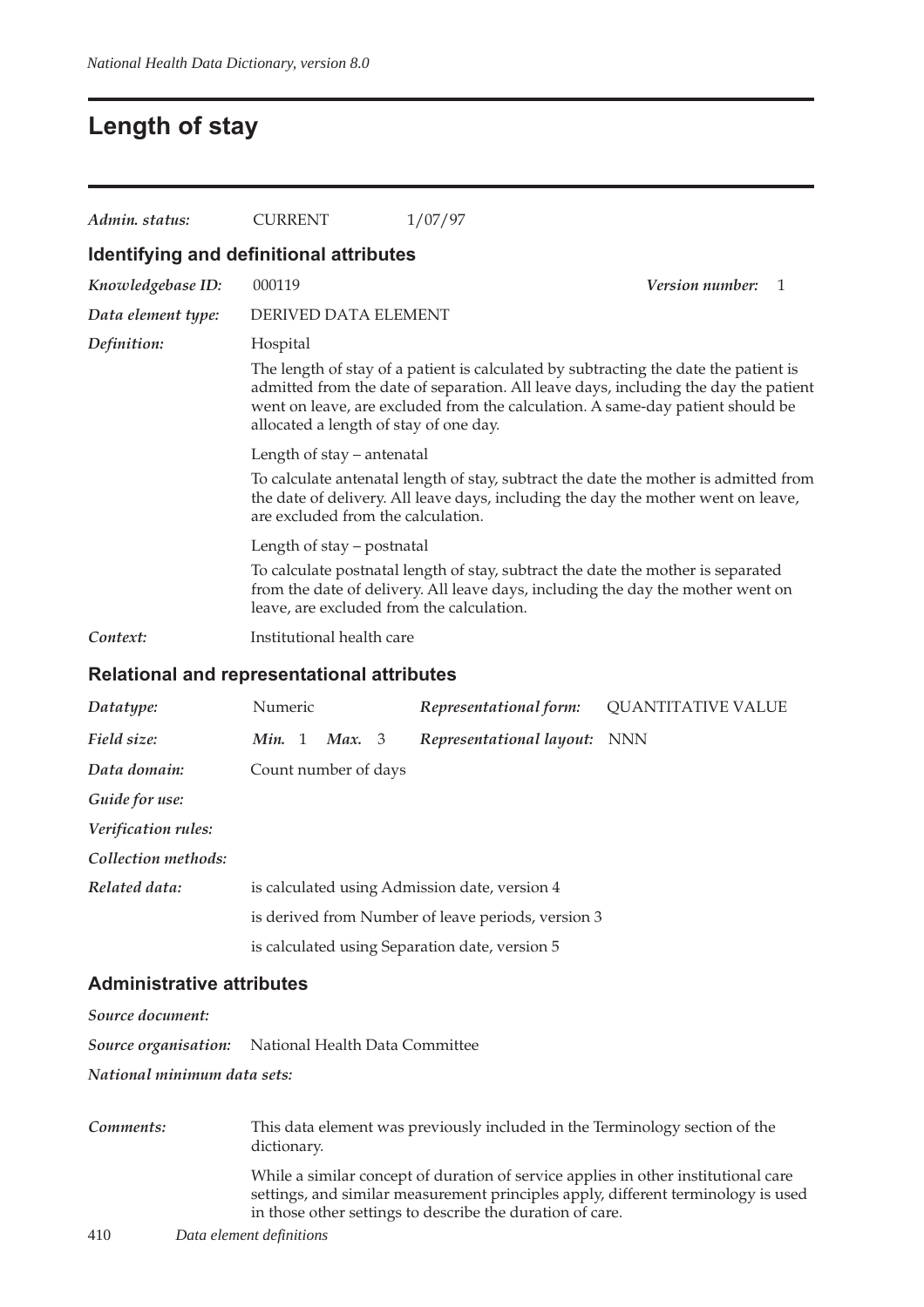# Length of stay

| | | |
|---|---|---|
| ***Admin. status:*** | CURRENT | 1/07/97 |

## Identifying and definitional attributes

***Knowledgebase ID:*** 000119 ***Version number:*** 1

***Data element type:*** DERIVED DATA ELEMENT

***Definition:*** Hospital

The length of stay of a patient is calculated by subtracting the date the patient is admitted from the date of separation. All leave days, including the day the patient went on leave, are excluded from the calculation. A same-day patient should be allocated a length of stay of one day.

Length of stay – antenatal

To calculate antenatal length of stay, subtract the date the mother is admitted from the date of delivery. All leave days, including the day the mother went on leave, are excluded from the calculation.

Length of stay – postnatal

To calculate postnatal length of stay, subtract the date the mother is separated from the date of delivery. All leave days, including the day the mother went on leave, are excluded from the calculation.

***Context:*** Institutional health care

## Relational and representational attributes

***Datatype:*** Numeric ***Representational form:*** QUANTITATIVE VALUE

***Field size:*** ***Min.*** 1 ***Max.*** 3 ***Representational layout:*** NNN

***Data domain:*** Count number of days

***Guide for use:***

***Verification rules:***

***Collection methods:***

***Related data:*** is calculated using Admission date, version 4

is derived from Number of leave periods, version 3

is calculated using Separation date, version 5

## Administrative attributes

***Source document:***

***Source organisation:*** National Health Data Committee

***National minimum data sets:***

***Comments:*** This data element was previously included in the Terminology section of the dictionary.

While a similar concept of duration of service applies in other institutional care settings, and similar measurement principles apply, different terminology is used in those other settings to describe the duration of care.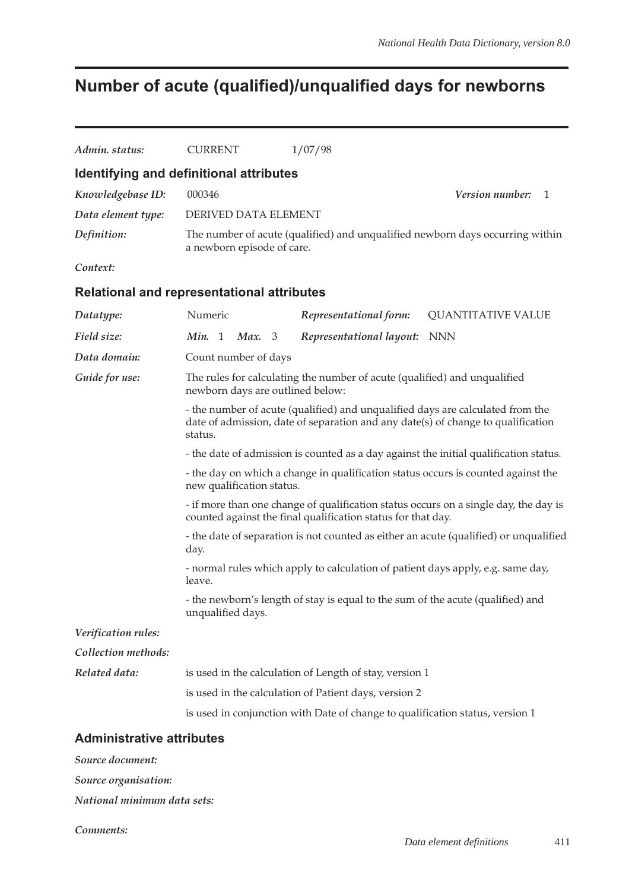# Number of acute (qualified)/unqualified days for newborns

*Admin. status:* CURRENT 1/07/98

## Identifying and definitional attributes

*Knowledgebase ID:* 000346 *Version number:* 1

*Data element type:* DERIVED DATA ELEMENT

*Definition:* The number of acute (qualified) and unqualified newborn days occurring within a newborn episode of care.

*Context:*

## Relational and representational attributes

*Datatype:* Numeric *Representational form:* QUANTITATIVE VALUE

*Field size:* *Min.* 1 *Max.* 3 *Representational layout:* NNN

*Data domain:* Count number of days

*Guide for use:* The rules for calculating the number of acute (qualified) and unqualified newborn days are outlined below:

- the number of acute (qualified) and unqualified days are calculated from the date of admission, date of separation and any date(s) of change to qualification status.

- the date of admission is counted as a day against the initial qualification status.

- the day on which a change in qualification status occurs is counted against the new qualification status.

- if more than one change of qualification status occurs on a single day, the day is counted against the final qualification status for that day.

- the date of separation is not counted as either an acute (qualified) or unqualified day.

- normal rules which apply to calculation of patient days apply, e.g. same day, leave.

- the newborn's length of stay is equal to the sum of the acute (qualified) and unqualified days.

*Verification rules:*

*Collection methods:*

*Related data:* is used in the calculation of Length of stay, version 1

is used in the calculation of Patient days, version 2

is used in conjunction with Date of change to qualification status, version 1

## Administrative attributes

*Source document:*

*Source organisation:*

*National minimum data sets:*

*Comments:*